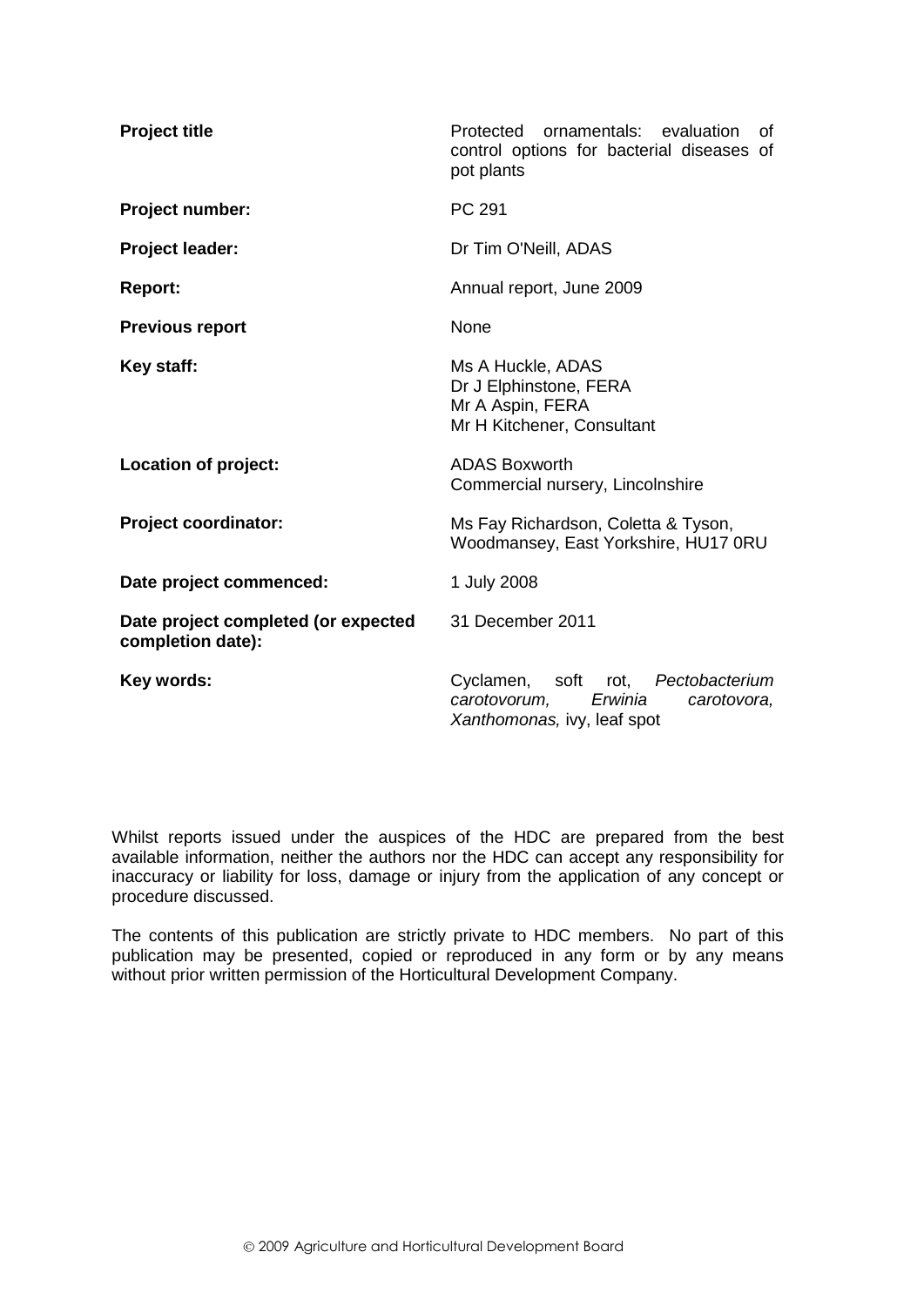| | |
|---|---|
| **Project title** | Protected ornamentals: evaluation of control options for bacterial diseases of pot plants |
| **Project number:** | PC 291 |
| **Project leader:** | Dr Tim O'Neill, ADAS |
| **Report:** | Annual report, June 2009 |
| **Previous report** | None |
| **Key staff:** | Ms A Huckle, ADAS<br>Dr J Elphinstone, FERA<br>Mr A Aspin, FERA<br>Mr H Kitchener, Consultant |
| **Location of project:** | ADAS Boxworth<br>Commercial nursery, Lincolnshire |
| **Project coordinator:** | Ms Fay Richardson, Coletta & Tyson, Woodmansey, East Yorkshire, HU17 0RU |
| **Date project commenced:** | 1 July 2008 |
| **Date project completed (or expected completion date):** | 31 December 2011 |
| **Key words:** | Cyclamen, soft rot, *Pectobacterium carotovorum, Erwinia carotovora, Xanthomonas,* ivy, leaf spot |

Whilst reports issued under the auspices of the HDC are prepared from the best available information, neither the authors nor the HDC can accept any responsibility for inaccuracy or liability for loss, damage or injury from the application of any concept or procedure discussed.

The contents of this publication are strictly private to HDC members. No part of this publication may be presented, copied or reproduced in any form or by any means without prior written permission of the Horticultural Development Company.

© 2009 Agriculture and Horticultural Development Board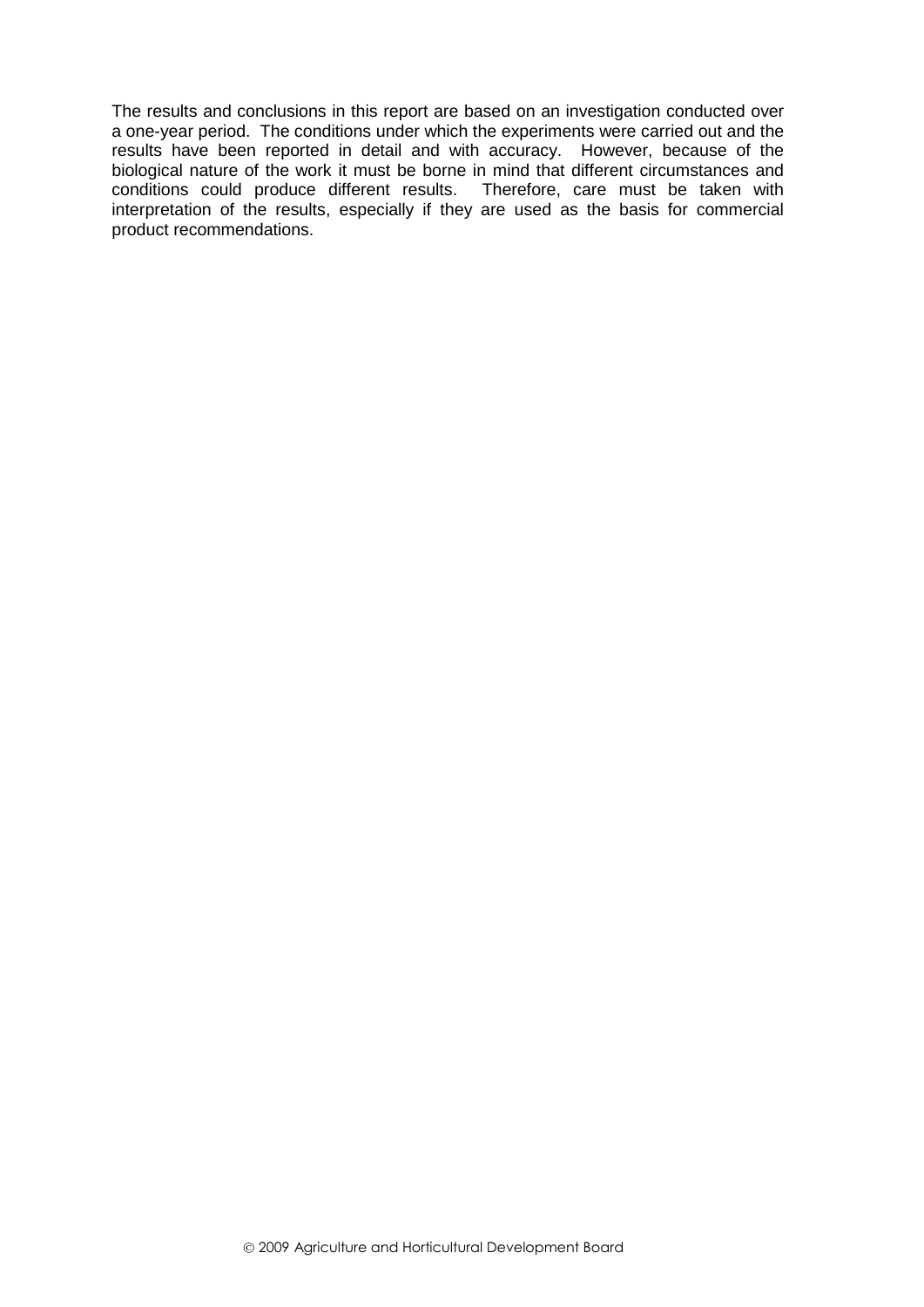The results and conclusions in this report are based on an investigation conducted over a one-year period. The conditions under which the experiments were carried out and the results have been reported in detail and with accuracy. However, because of the biological nature of the work it must be borne in mind that different circumstances and conditions could produce different results. Therefore, care must be taken with interpretation of the results, especially if they are used as the basis for commercial product recommendations.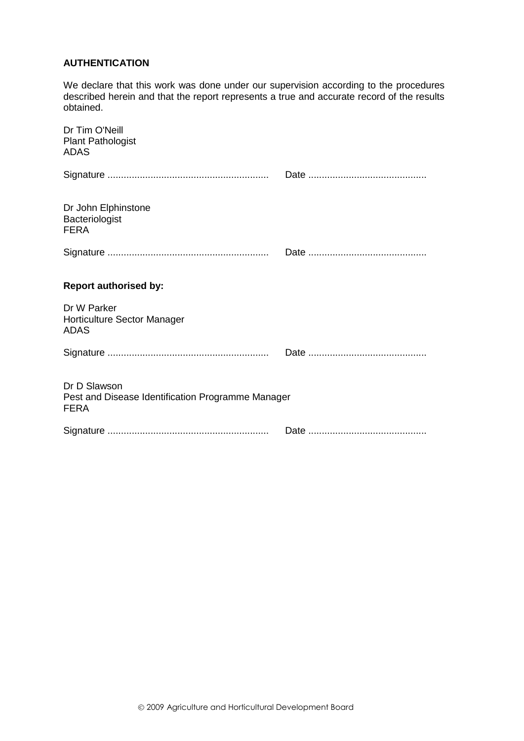**AUTHENTICATION**

We declare that this work was done under our supervision according to the procedures described herein and that the report represents a true and accurate record of the results obtained.

Dr Tim O'Neill
Plant Pathologist
ADAS

Signature ............................................................ Date ............................................

Dr John Elphinstone
Bacteriologist
FERA

Signature ............................................................ Date ............................................

**Report authorised by:**

Dr W Parker
Horticulture Sector Manager
ADAS

Signature ............................................................ Date ............................................

Dr D Slawson
Pest and Disease Identification Programme Manager
FERA

Signature ............................................................ Date ............................................

© 2009 Agriculture and Horticultural Development Board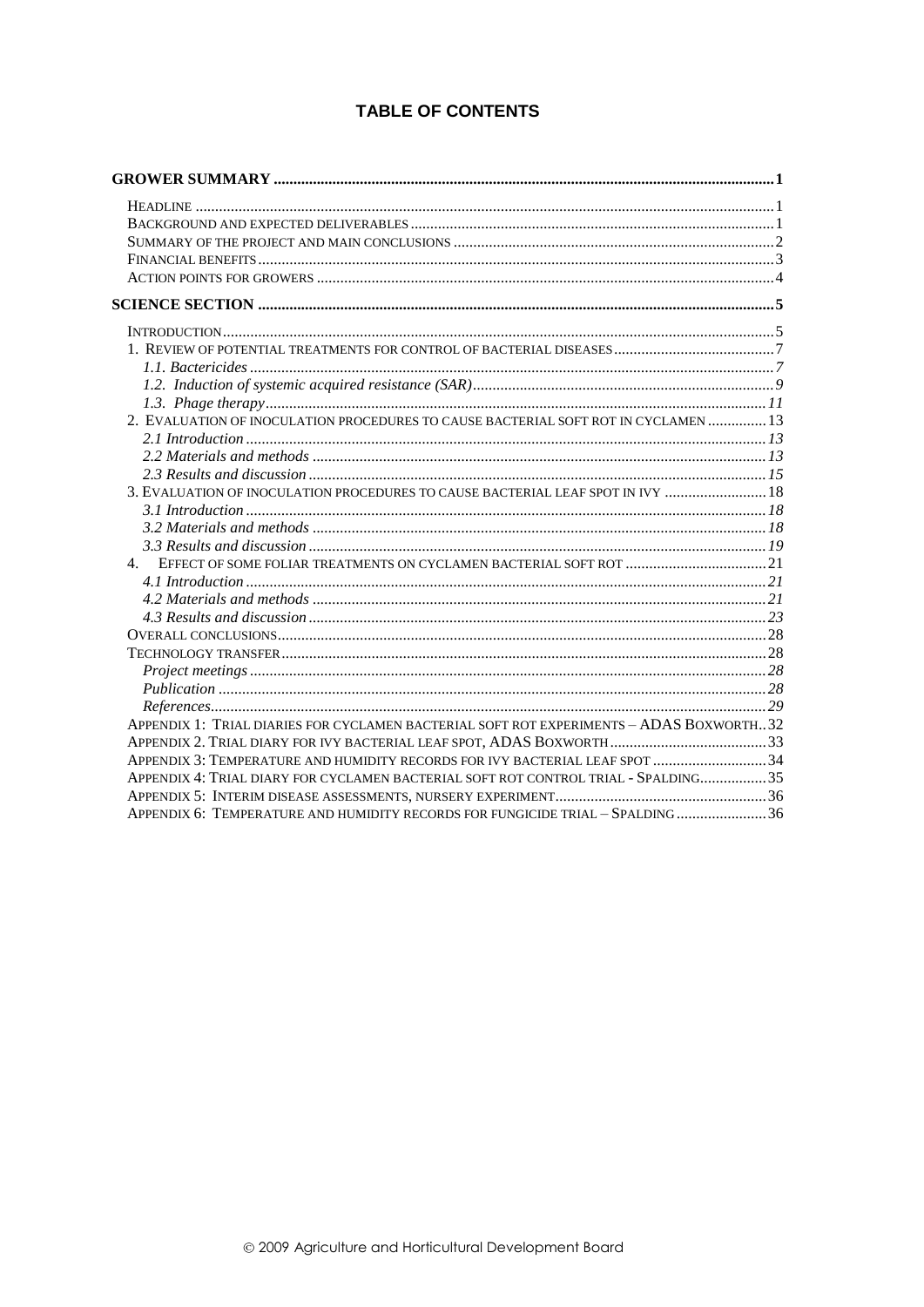# TABLE OF CONTENTS

**GROWER SUMMARY** ..... 1

- HEADLINE ..... 1
- BACKGROUND AND EXPECTED DELIVERABLES ..... 1
- SUMMARY OF THE PROJECT AND MAIN CONCLUSIONS ..... 2
- FINANCIAL BENEFITS ..... 3
- ACTION POINTS FOR GROWERS ..... 4

**SCIENCE SECTION** ..... 5

- INTRODUCTION ..... 5
- 1. REVIEW OF POTENTIAL TREATMENTS FOR CONTROL OF BACTERIAL DISEASES ..... 7
  - *1.1. Bactericides* ..... 7
  - *1.2. Induction of systemic acquired resistance (SAR)* ..... 9
  - *1.3. Phage therapy* ..... 11
- 2. EVALUATION OF INOCULATION PROCEDURES TO CAUSE BACTERIAL SOFT ROT IN CYCLAMEN ..... 13
  - *2.1 Introduction* ..... 13
  - *2.2 Materials and methods* ..... 13
  - *2.3 Results and discussion* ..... 15
- 3. EVALUATION OF INOCULATION PROCEDURES TO CAUSE BACTERIAL LEAF SPOT IN IVY ..... 18
  - *3.1 Introduction* ..... 18
  - *3.2 Materials and methods* ..... 18
  - *3.3 Results and discussion* ..... 19
- 4. EFFECT OF SOME FOLIAR TREATMENTS ON CYCLAMEN BACTERIAL SOFT ROT ..... 21
  - *4.1 Introduction* ..... 21
  - *4.2 Materials and methods* ..... 21
  - *4.3 Results and discussion* ..... 23
- OVERALL CONCLUSIONS ..... 28
- TECHNOLOGY TRANSFER ..... 28
  - *Project meetings* ..... 28
  - *Publication* ..... 28
  - *References* ..... 29
- APPENDIX 1: TRIAL DIARIES FOR CYCLAMEN BACTERIAL SOFT ROT EXPERIMENTS – ADAS BOXWORTH ..... 32
- APPENDIX 2. TRIAL DIARY FOR IVY BACTERIAL LEAF SPOT, ADAS BOXWORTH ..... 33
- APPENDIX 3: TEMPERATURE AND HUMIDITY RECORDS FOR IVY BACTERIAL LEAF SPOT ..... 34
- APPENDIX 4: TRIAL DIARY FOR CYCLAMEN BACTERIAL SOFT ROT CONTROL TRIAL - SPALDING ..... 35
- APPENDIX 5: INTERIM DISEASE ASSESSMENTS, NURSERY EXPERIMENT ..... 36
- APPENDIX 6: TEMPERATURE AND HUMIDITY RECORDS FOR FUNGICIDE TRIAL – SPALDING ..... 36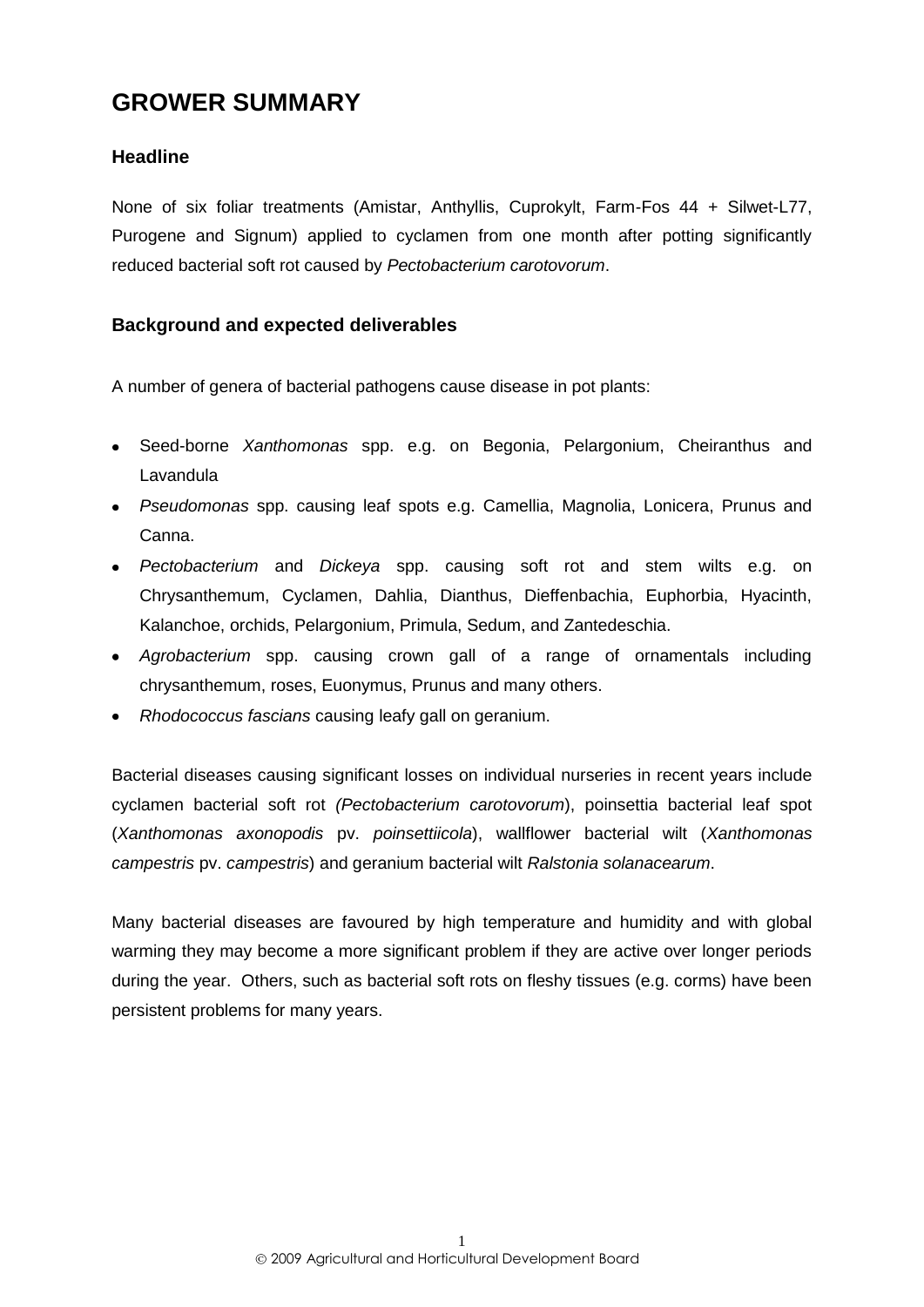# GROWER SUMMARY

## Headline

None of six foliar treatments (Amistar, Anthyllis, Cuprokylt, Farm-Fos 44 + Silwet-L77, Purogene and Signum) applied to cyclamen from one month after potting significantly reduced bacterial soft rot caused by *Pectobacterium carotovorum*.

## Background and expected deliverables

A number of genera of bacterial pathogens cause disease in pot plants:

- Seed-borne *Xanthomonas* spp. e.g. on Begonia, Pelargonium, Cheiranthus and Lavandula
- *Pseudomonas* spp. causing leaf spots e.g. Camellia, Magnolia, Lonicera, Prunus and Canna.
- *Pectobacterium* and *Dickeya* spp. causing soft rot and stem wilts e.g. on Chrysanthemum, Cyclamen, Dahlia, Dianthus, Dieffenbachia, Euphorbia, Hyacinth, Kalanchoe, orchids, Pelargonium, Primula, Sedum, and Zantedeschia.
- *Agrobacterium* spp. causing crown gall of a range of ornamentals including chrysanthemum, roses, Euonymus, Prunus and many others.
- *Rhodococcus fascians* causing leafy gall on geranium.

Bacterial diseases causing significant losses on individual nurseries in recent years include cyclamen bacterial soft rot *(Pectobacterium carotovorum*), poinsettia bacterial leaf spot (*Xanthomonas axonopodis* pv. *poinsettiicola*), wallflower bacterial wilt (*Xanthomonas campestris* pv. *campestris*) and geranium bacterial wilt *Ralstonia solanacearum*.

Many bacterial diseases are favoured by high temperature and humidity and with global warming they may become a more significant problem if they are active over longer periods during the year. Others, such as bacterial soft rots on fleshy tissues (e.g. corms) have been persistent problems for many years.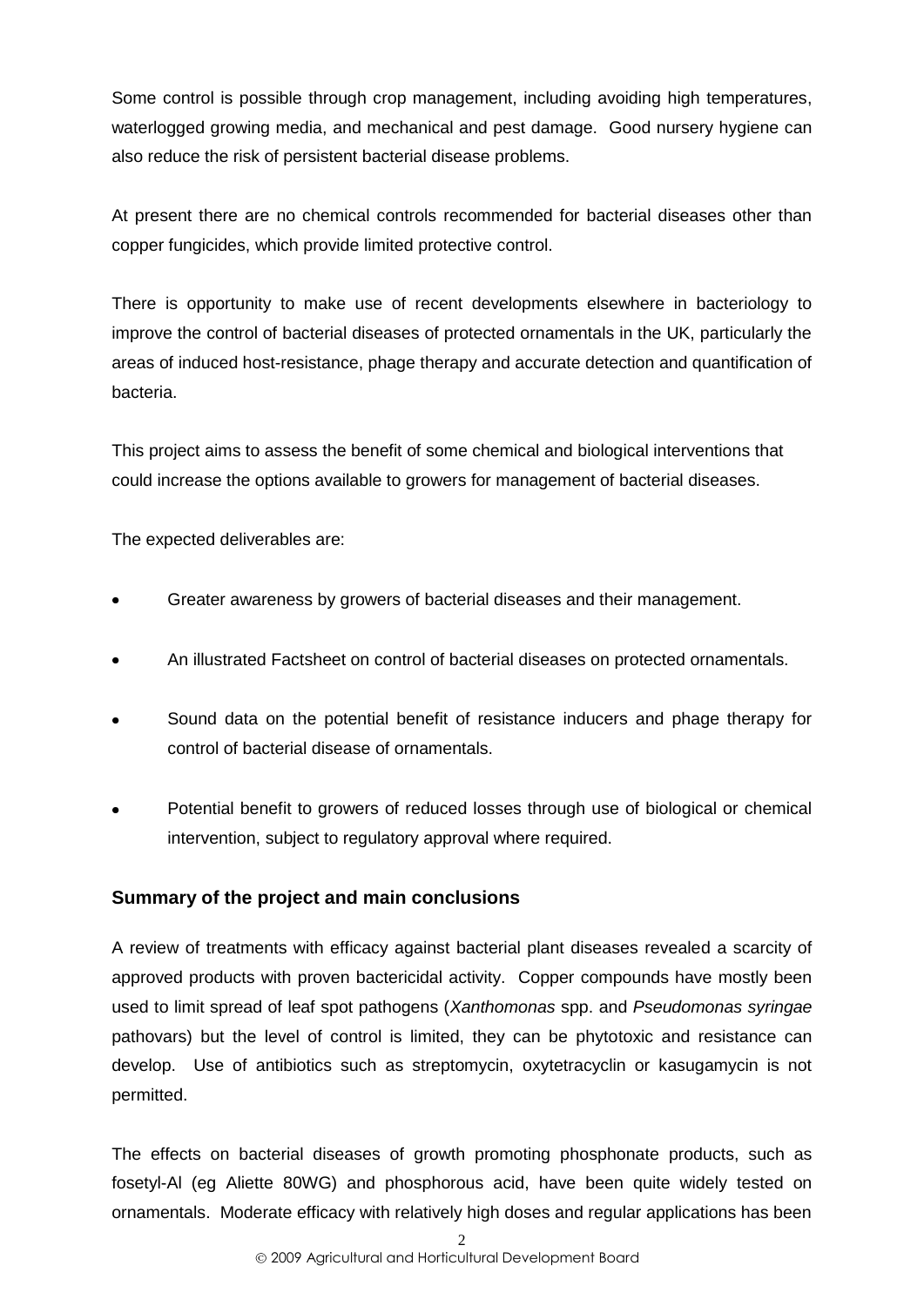Some control is possible through crop management, including avoiding high temperatures, waterlogged growing media, and mechanical and pest damage. Good nursery hygiene can also reduce the risk of persistent bacterial disease problems.

At present there are no chemical controls recommended for bacterial diseases other than copper fungicides, which provide limited protective control.

There is opportunity to make use of recent developments elsewhere in bacteriology to improve the control of bacterial diseases of protected ornamentals in the UK, particularly the areas of induced host-resistance, phage therapy and accurate detection and quantification of bacteria.

This project aims to assess the benefit of some chemical and biological interventions that could increase the options available to growers for management of bacterial diseases.

The expected deliverables are:

- Greater awareness by growers of bacterial diseases and their management.
- An illustrated Factsheet on control of bacterial diseases on protected ornamentals.
- Sound data on the potential benefit of resistance inducers and phage therapy for control of bacterial disease of ornamentals.
- Potential benefit to growers of reduced losses through use of biological or chemical intervention, subject to regulatory approval where required.

### Summary of the project and main conclusions

A review of treatments with efficacy against bacterial plant diseases revealed a scarcity of approved products with proven bactericidal activity. Copper compounds have mostly been used to limit spread of leaf spot pathogens (*Xanthomonas* spp. and *Pseudomonas syringae* pathovars) but the level of control is limited, they can be phytotoxic and resistance can develop. Use of antibiotics such as streptomycin, oxytetracyclin or kasugamycin is not permitted.

The effects on bacterial diseases of growth promoting phosphonate products, such as fosetyl-Al (eg Aliette 80WG) and phosphorous acid, have been quite widely tested on ornamentals. Moderate efficacy with relatively high doses and regular applications has been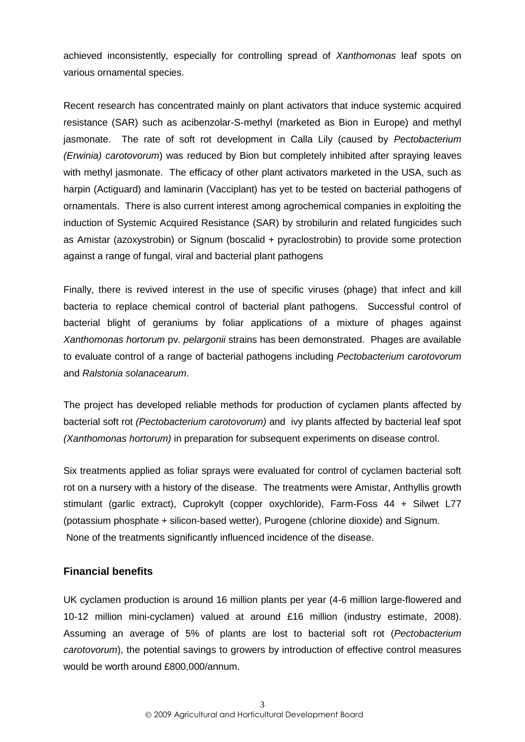achieved inconsistently, especially for controlling spread of *Xanthomonas* leaf spots on various ornamental species.

Recent research has concentrated mainly on plant activators that induce systemic acquired resistance (SAR) such as acibenzolar-S-methyl (marketed as Bion in Europe) and methyl jasmonate. The rate of soft rot development in Calla Lily (caused by *Pectobacterium (Erwinia) carotovorum*) was reduced by Bion but completely inhibited after spraying leaves with methyl jasmonate. The efficacy of other plant activators marketed in the USA, such as harpin (Actiguard) and laminarin (Vacciplant) has yet to be tested on bacterial pathogens of ornamentals. There is also current interest among agrochemical companies in exploiting the induction of Systemic Acquired Resistance (SAR) by strobilurin and related fungicides such as Amistar (azoxystrobin) or Signum (boscalid + pyraclostrobin) to provide some protection against a range of fungal, viral and bacterial plant pathogens

Finally, there is revived interest in the use of specific viruses (phage) that infect and kill bacteria to replace chemical control of bacterial plant pathogens. Successful control of bacterial blight of geraniums by foliar applications of a mixture of phages against *Xanthomonas hortorum* pv. *pelargonii* strains has been demonstrated. Phages are available to evaluate control of a range of bacterial pathogens including *Pectobacterium carotovorum* and *Ralstonia solanacearum*.

The project has developed reliable methods for production of cyclamen plants affected by bacterial soft rot *(Pectobacterium carotovorum)* and ivy plants affected by bacterial leaf spot *(Xanthomonas hortorum)* in preparation for subsequent experiments on disease control.

Six treatments applied as foliar sprays were evaluated for control of cyclamen bacterial soft rot on a nursery with a history of the disease. The treatments were Amistar, Anthyllis growth stimulant (garlic extract), Cuprokylt (copper oxychloride), Farm-Foss 44 + Silwet L77 (potassium phosphate + silicon-based wetter), Purogene (chlorine dioxide) and Signum. None of the treatments significantly influenced incidence of the disease.

## Financial benefits

UK cyclamen production is around 16 million plants per year (4-6 million large-flowered and 10-12 million mini-cyclamen) valued at around £16 million (industry estimate, 2008). Assuming an average of 5% of plants are lost to bacterial soft rot (*Pectobacterium carotovorum*), the potential savings to growers by introduction of effective control measures would be worth around £800,000/annum.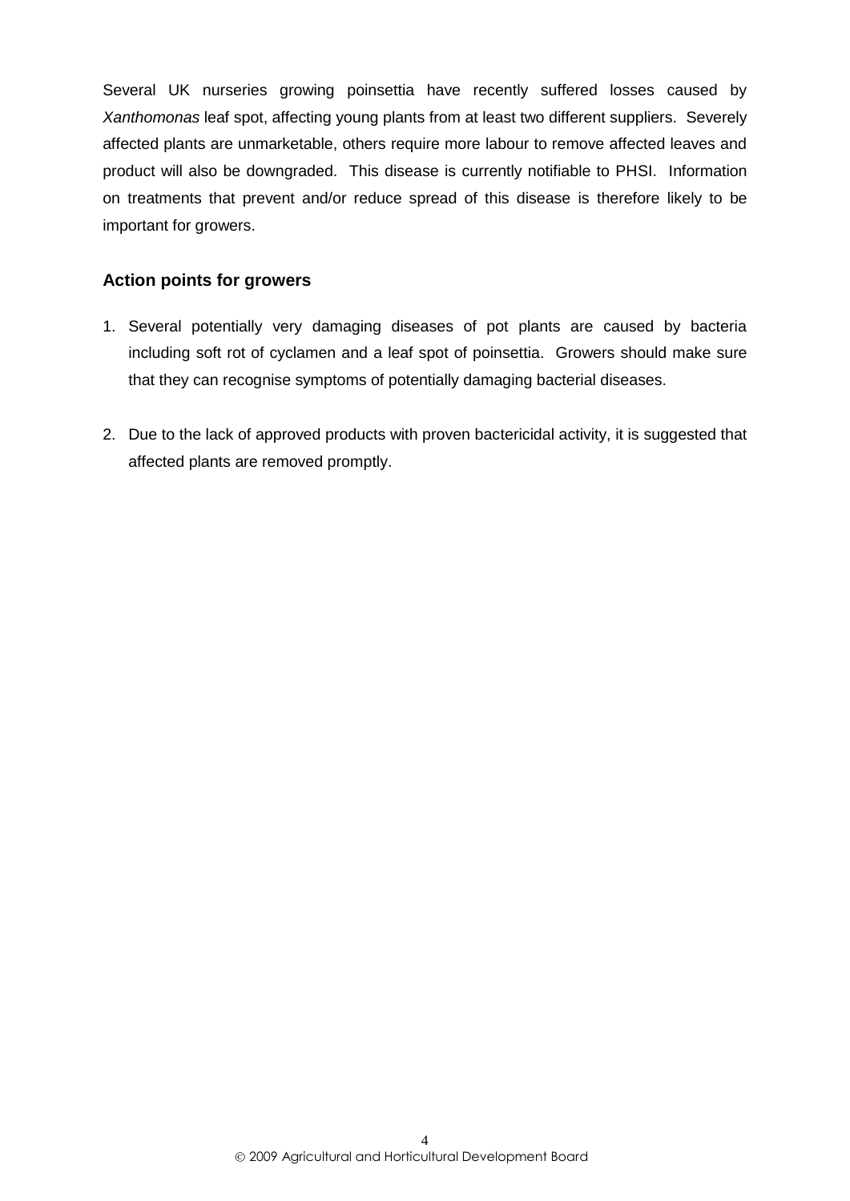Several UK nurseries growing poinsettia have recently suffered losses caused by *Xanthomonas* leaf spot, affecting young plants from at least two different suppliers. Severely affected plants are unmarketable, others require more labour to remove affected leaves and product will also be downgraded. This disease is currently notifiable to PHSI. Information on treatments that prevent and/or reduce spread of this disease is therefore likely to be important for growers.

### Action points for growers

1. Several potentially very damaging diseases of pot plants are caused by bacteria including soft rot of cyclamen and a leaf spot of poinsettia. Growers should make sure that they can recognise symptoms of potentially damaging bacterial diseases.

2. Due to the lack of approved products with proven bactericidal activity, it is suggested that affected plants are removed promptly.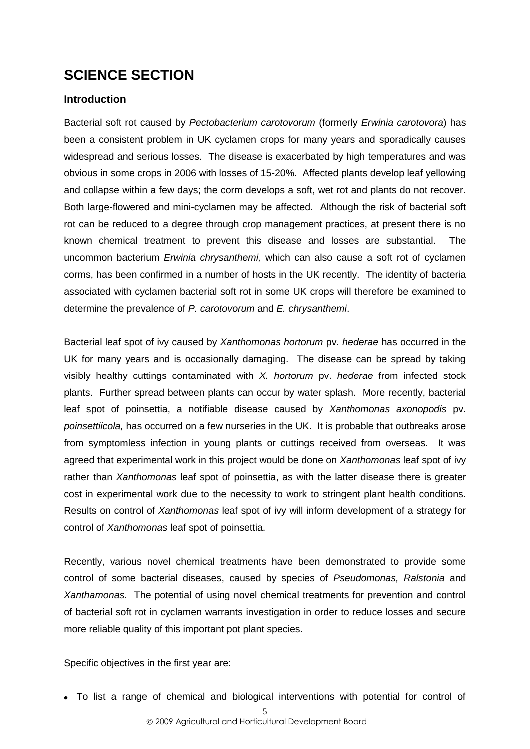# SCIENCE SECTION

## Introduction

Bacterial soft rot caused by *Pectobacterium carotovorum* (formerly *Erwinia carotovora*) has been a consistent problem in UK cyclamen crops for many years and sporadically causes widespread and serious losses. The disease is exacerbated by high temperatures and was obvious in some crops in 2006 with losses of 15-20%. Affected plants develop leaf yellowing and collapse within a few days; the corm develops a soft, wet rot and plants do not recover. Both large-flowered and mini-cyclamen may be affected. Although the risk of bacterial soft rot can be reduced to a degree through crop management practices, at present there is no known chemical treatment to prevent this disease and losses are substantial. The uncommon bacterium *Erwinia chrysanthemi,* which can also cause a soft rot of cyclamen corms, has been confirmed in a number of hosts in the UK recently. The identity of bacteria associated with cyclamen bacterial soft rot in some UK crops will therefore be examined to determine the prevalence of *P. carotovorum* and *E. chrysanthemi*.

Bacterial leaf spot of ivy caused by *Xanthomonas hortorum* pv. *hederae* has occurred in the UK for many years and is occasionally damaging. The disease can be spread by taking visibly healthy cuttings contaminated with *X. hortorum* pv. *hederae* from infected stock plants. Further spread between plants can occur by water splash. More recently, bacterial leaf spot of poinsettia, a notifiable disease caused by *Xanthomonas axonopodis* pv. *poinsettiicola,* has occurred on a few nurseries in the UK. It is probable that outbreaks arose from symptomless infection in young plants or cuttings received from overseas. It was agreed that experimental work in this project would be done on *Xanthomonas* leaf spot of ivy rather than *Xanthomonas* leaf spot of poinsettia, as with the latter disease there is greater cost in experimental work due to the necessity to work to stringent plant health conditions. Results on control of *Xanthomonas* leaf spot of ivy will inform development of a strategy for control of *Xanthomonas* leaf spot of poinsettia.

Recently, various novel chemical treatments have been demonstrated to provide some control of some bacterial diseases, caused by species of *Pseudomonas, Ralstonia* and *Xanthamonas*. The potential of using novel chemical treatments for prevention and control of bacterial soft rot in cyclamen warrants investigation in order to reduce losses and secure more reliable quality of this important pot plant species.

Specific objectives in the first year are:

- To list a range of chemical and biological interventions with potential for control of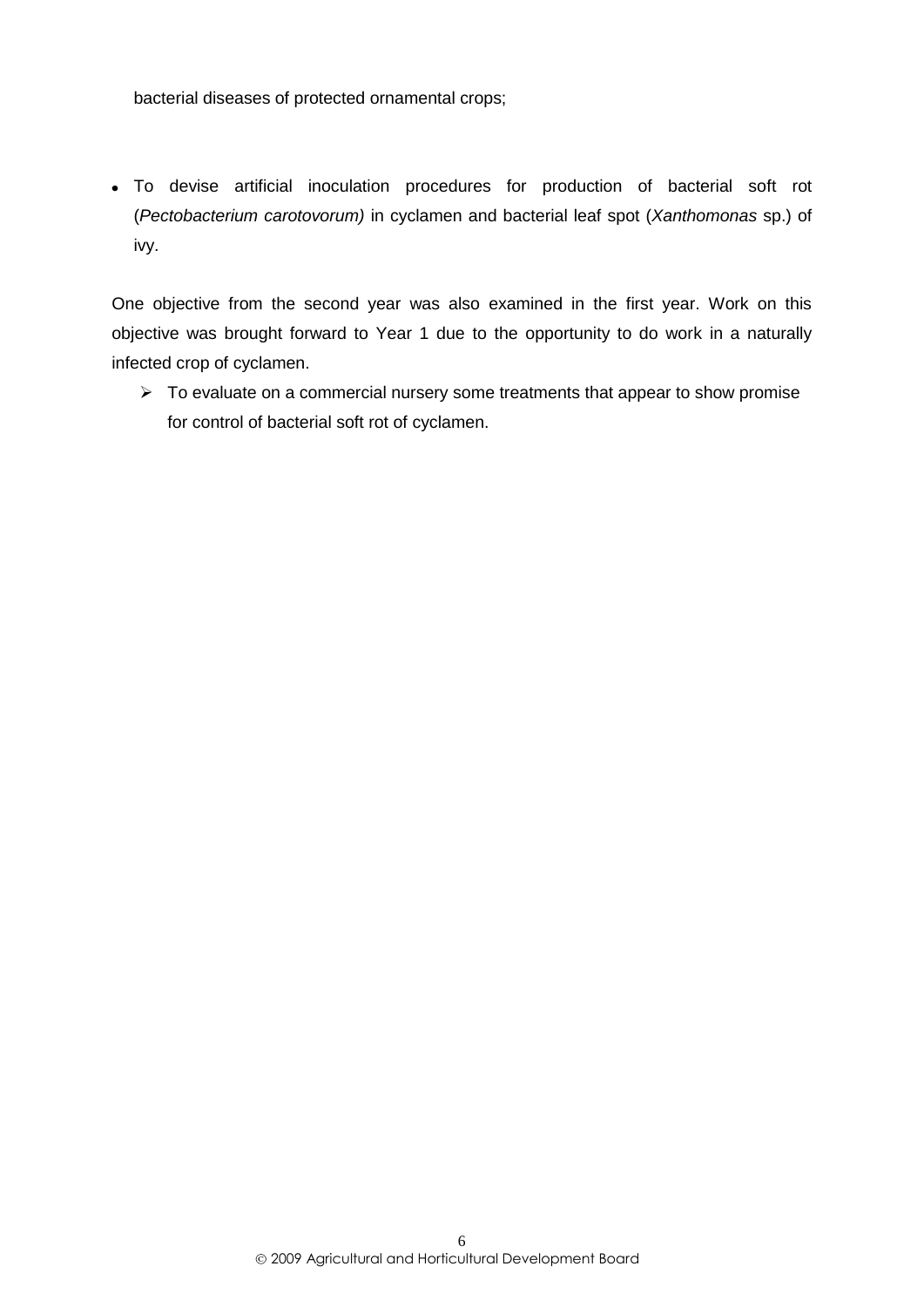bacterial diseases of protected ornamental crops;

- To devise artificial inoculation procedures for production of bacterial soft rot (*Pectobacterium carotovorum)* in cyclamen and bacterial leaf spot (*Xanthomonas* sp.) of ivy.

One objective from the second year was also examined in the first year. Work on this objective was brought forward to Year 1 due to the opportunity to do work in a naturally infected crop of cyclamen.

- To evaluate on a commercial nursery some treatments that appear to show promise for control of bacterial soft rot of cyclamen.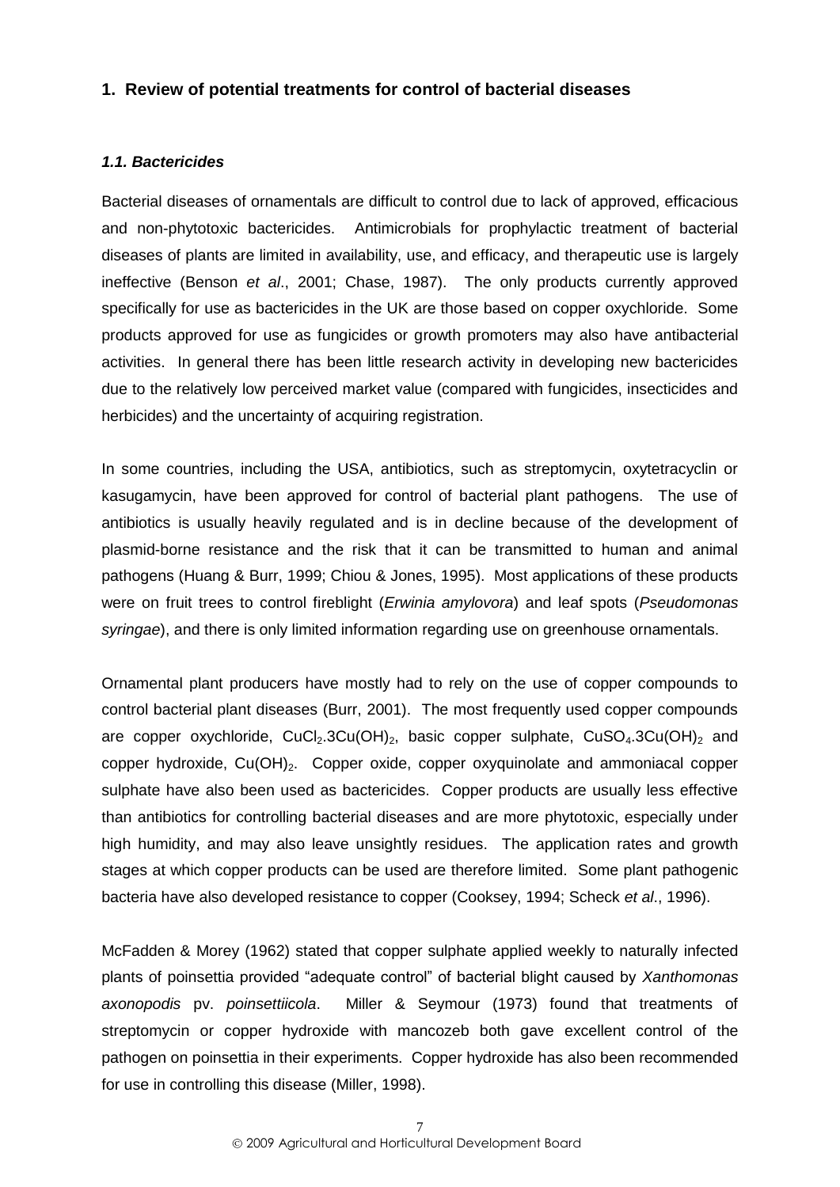## 1. Review of potential treatments for control of bacterial diseases

### *1.1. Bactericides*

Bacterial diseases of ornamentals are difficult to control due to lack of approved, efficacious and non-phytotoxic bactericides. Antimicrobials for prophylactic treatment of bacterial diseases of plants are limited in availability, use, and efficacy, and therapeutic use is largely ineffective (Benson *et al*., 2001; Chase, 1987). The only products currently approved specifically for use as bactericides in the UK are those based on copper oxychloride. Some products approved for use as fungicides or growth promoters may also have antibacterial activities. In general there has been little research activity in developing new bactericides due to the relatively low perceived market value (compared with fungicides, insecticides and herbicides) and the uncertainty of acquiring registration.

In some countries, including the USA, antibiotics, such as streptomycin, oxytetracyclin or kasugamycin, have been approved for control of bacterial plant pathogens. The use of antibiotics is usually heavily regulated and is in decline because of the development of plasmid-borne resistance and the risk that it can be transmitted to human and animal pathogens (Huang & Burr, 1999; Chiou & Jones, 1995). Most applications of these products were on fruit trees to control fireblight (*Erwinia amylovora*) and leaf spots (*Pseudomonas syringae*), and there is only limited information regarding use on greenhouse ornamentals.

Ornamental plant producers have mostly had to rely on the use of copper compounds to control bacterial plant diseases (Burr, 2001). The most frequently used copper compounds are copper oxychloride, $CuCl_2.3Cu(OH)_2$, basic copper sulphate, $CuSO_4.3Cu(OH)_2$ and copper hydroxide, $Cu(OH)_2$. Copper oxide, copper oxyquinolate and ammoniacal copper sulphate have also been used as bactericides. Copper products are usually less effective than antibiotics for controlling bacterial diseases and are more phytotoxic, especially under high humidity, and may also leave unsightly residues. The application rates and growth stages at which copper products can be used are therefore limited. Some plant pathogenic bacteria have also developed resistance to copper (Cooksey, 1994; Scheck *et al*., 1996).

McFadden & Morey (1962) stated that copper sulphate applied weekly to naturally infected plants of poinsettia provided "adequate control" of bacterial blight caused by *Xanthomonas axonopodis* pv. *poinsettiicola*. Miller & Seymour (1973) found that treatments of streptomycin or copper hydroxide with mancozeb both gave excellent control of the pathogen on poinsettia in their experiments. Copper hydroxide has also been recommended for use in controlling this disease (Miller, 1998).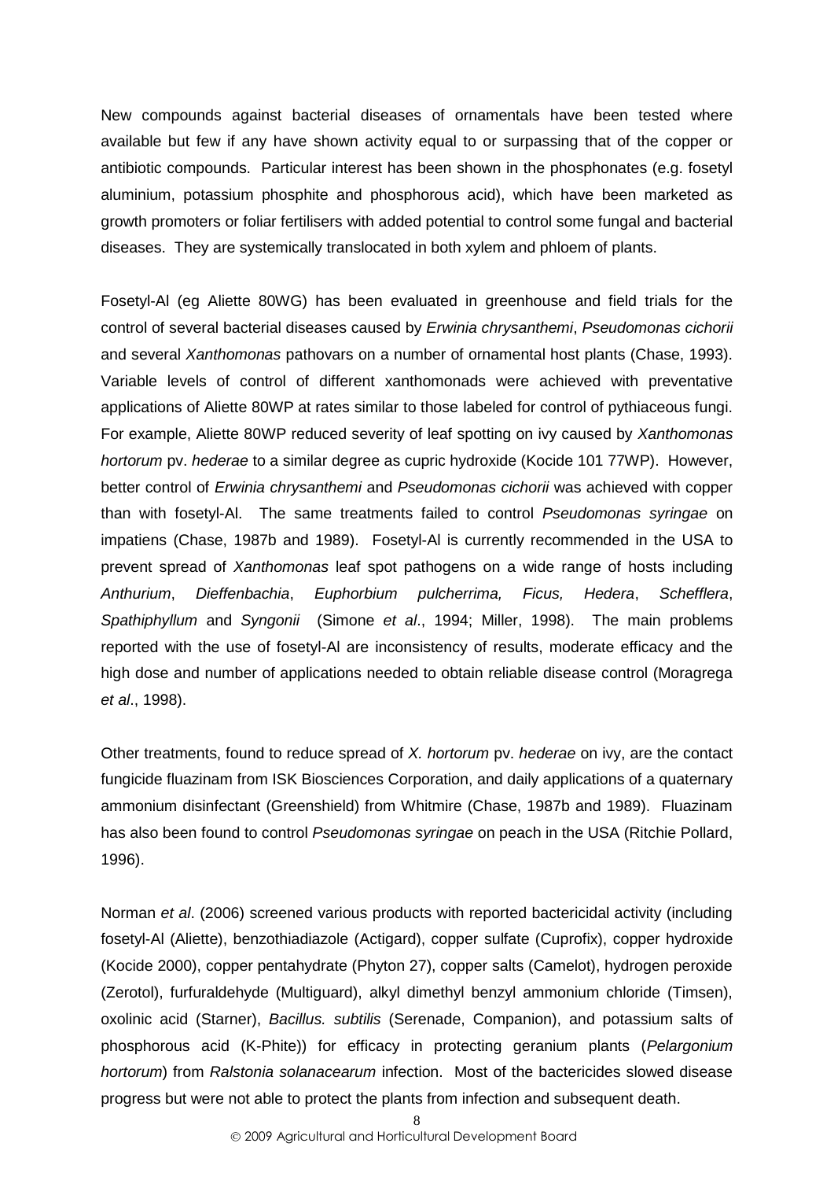New compounds against bacterial diseases of ornamentals have been tested where available but few if any have shown activity equal to or surpassing that of the copper or antibiotic compounds. Particular interest has been shown in the phosphonates (e.g. fosetyl aluminium, potassium phosphite and phosphorous acid), which have been marketed as growth promoters or foliar fertilisers with added potential to control some fungal and bacterial diseases. They are systemically translocated in both xylem and phloem of plants.

Fosetyl-Al (eg Aliette 80WG) has been evaluated in greenhouse and field trials for the control of several bacterial diseases caused by *Erwinia chrysanthemi*, *Pseudomonas cichorii* and several *Xanthomonas* pathovars on a number of ornamental host plants (Chase, 1993). Variable levels of control of different xanthomonads were achieved with preventative applications of Aliette 80WP at rates similar to those labeled for control of pythiaceous fungi. For example, Aliette 80WP reduced severity of leaf spotting on ivy caused by *Xanthomonas hortorum* pv. *hederae* to a similar degree as cupric hydroxide (Kocide 101 77WP). However, better control of *Erwinia chrysanthemi* and *Pseudomonas cichorii* was achieved with copper than with fosetyl-Al. The same treatments failed to control *Pseudomonas syringae* on impatiens (Chase, 1987b and 1989). Fosetyl-Al is currently recommended in the USA to prevent spread of *Xanthomonas* leaf spot pathogens on a wide range of hosts including *Anthurium*, *Dieffenbachia*, *Euphorbium pulcherrima, Ficus, Hedera*, *Schefflera*, *Spathiphyllum* and *Syngonii* (Simone *et al*., 1994; Miller, 1998). The main problems reported with the use of fosetyl-Al are inconsistency of results, moderate efficacy and the high dose and number of applications needed to obtain reliable disease control (Moragrega *et al*., 1998).

Other treatments, found to reduce spread of *X. hortorum* pv. *hederae* on ivy, are the contact fungicide fluazinam from ISK Biosciences Corporation, and daily applications of a quaternary ammonium disinfectant (Greenshield) from Whitmire (Chase, 1987b and 1989). Fluazinam has also been found to control *Pseudomonas syringae* on peach in the USA (Ritchie Pollard, 1996).

Norman *et al*. (2006) screened various products with reported bactericidal activity (including fosetyl-Al (Aliette), benzothiadiazole (Actigard), copper sulfate (Cuprofix), copper hydroxide (Kocide 2000), copper pentahydrate (Phyton 27), copper salts (Camelot), hydrogen peroxide (Zerotol), furfuraldehyde (Multiguard), alkyl dimethyl benzyl ammonium chloride (Timsen), oxolinic acid (Starner), *Bacillus. subtilis* (Serenade, Companion), and potassium salts of phosphorous acid (K-Phite)) for efficacy in protecting geranium plants (*Pelargonium hortorum*) from *Ralstonia solanacearum* infection. Most of the bactericides slowed disease progress but were not able to protect the plants from infection and subsequent death.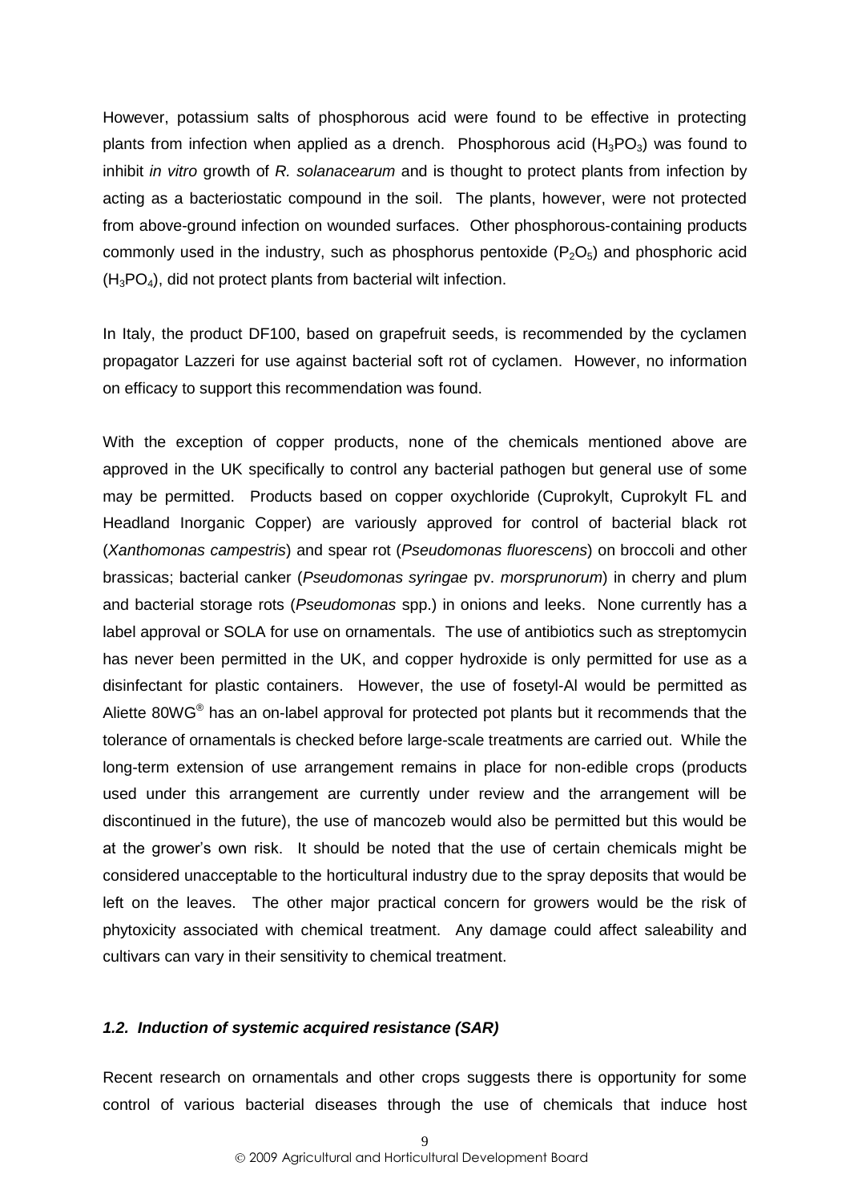However, potassium salts of phosphorous acid were found to be effective in protecting plants from infection when applied as a drench. Phosphorous acid ($H_3PO_3$) was found to inhibit *in vitro* growth of *R. solanacearum* and is thought to protect plants from infection by acting as a bacteriostatic compound in the soil. The plants, however, were not protected from above-ground infection on wounded surfaces. Other phosphorous-containing products commonly used in the industry, such as phosphorus pentoxide ($P_2O_5$) and phosphoric acid ($H_3PO_4$), did not protect plants from bacterial wilt infection.

In Italy, the product DF100, based on grapefruit seeds, is recommended by the cyclamen propagator Lazzeri for use against bacterial soft rot of cyclamen. However, no information on efficacy to support this recommendation was found.

With the exception of copper products, none of the chemicals mentioned above are approved in the UK specifically to control any bacterial pathogen but general use of some may be permitted. Products based on copper oxychloride (Cuprokylt, Cuprokylt FL and Headland Inorganic Copper) are variously approved for control of bacterial black rot (*Xanthomonas campestris*) and spear rot (*Pseudomonas fluorescens*) on broccoli and other brassicas; bacterial canker (*Pseudomonas syringae* pv. *morsprunorum*) in cherry and plum and bacterial storage rots (*Pseudomonas* spp.) in onions and leeks. None currently has a label approval or SOLA for use on ornamentals. The use of antibiotics such as streptomycin has never been permitted in the UK, and copper hydroxide is only permitted for use as a disinfectant for plastic containers. However, the use of fosetyl-Al would be permitted as Aliette 80WG® has an on-label approval for protected pot plants but it recommends that the tolerance of ornamentals is checked before large-scale treatments are carried out. While the long-term extension of use arrangement remains in place for non-edible crops (products used under this arrangement are currently under review and the arrangement will be discontinued in the future), the use of mancozeb would also be permitted but this would be at the grower's own risk. It should be noted that the use of certain chemicals might be considered unacceptable to the horticultural industry due to the spray deposits that would be left on the leaves. The other major practical concern for growers would be the risk of phytoxicity associated with chemical treatment. Any damage could affect saleability and cultivars can vary in their sensitivity to chemical treatment.

### ***1.2. Induction of systemic acquired resistance (SAR)***

Recent research on ornamentals and other crops suggests there is opportunity for some control of various bacterial diseases through the use of chemicals that induce host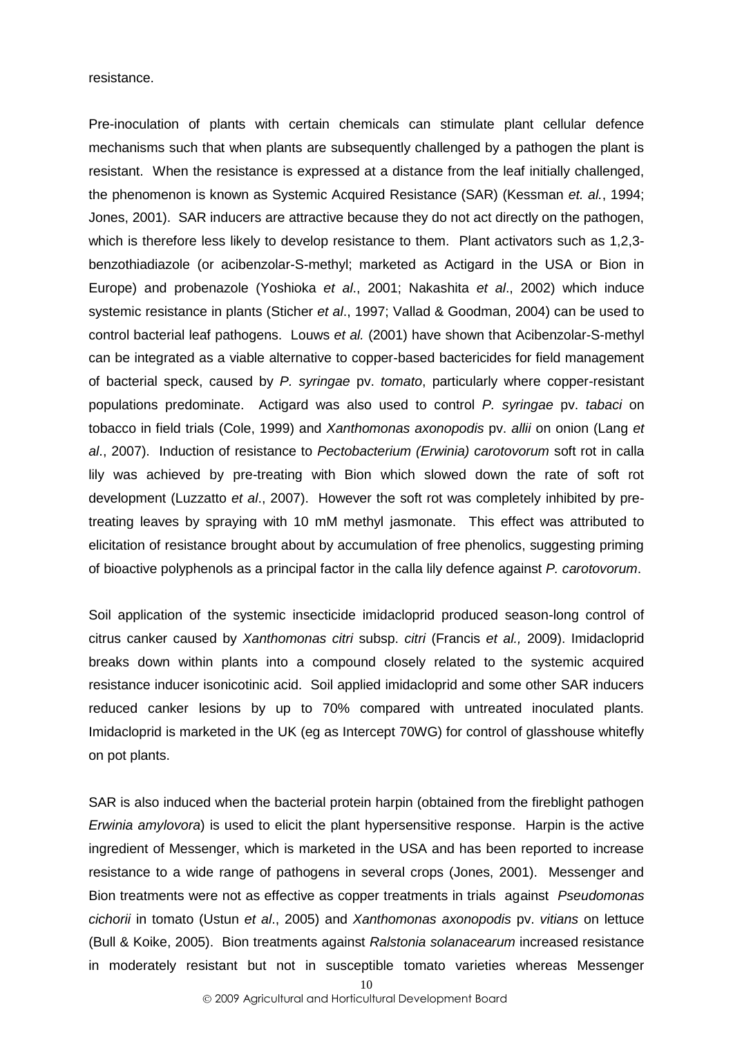resistance.

Pre-inoculation of plants with certain chemicals can stimulate plant cellular defence mechanisms such that when plants are subsequently challenged by a pathogen the plant is resistant. When the resistance is expressed at a distance from the leaf initially challenged, the phenomenon is known as Systemic Acquired Resistance (SAR) (Kessman *et. al.*, 1994; Jones, 2001). SAR inducers are attractive because they do not act directly on the pathogen, which is therefore less likely to develop resistance to them. Plant activators such as 1,2,3-benzothiadiazole (or acibenzolar-S-methyl; marketed as Actigard in the USA or Bion in Europe) and probenazole (Yoshioka *et al*., 2001; Nakashita *et al*., 2002) which induce systemic resistance in plants (Sticher *et al*., 1997; Vallad & Goodman, 2004) can be used to control bacterial leaf pathogens. Louws *et al.* (2001) have shown that Acibenzolar-S-methyl can be integrated as a viable alternative to copper-based bactericides for field management of bacterial speck, caused by *P. syringae* pv. *tomato*, particularly where copper-resistant populations predominate. Actigard was also used to control *P. syringae* pv. *tabaci* on tobacco in field trials (Cole, 1999) and *Xanthomonas axonopodis* pv. *allii* on onion (Lang *et al*., 2007). Induction of resistance to *Pectobacterium (Erwinia) carotovorum* soft rot in calla lily was achieved by pre-treating with Bion which slowed down the rate of soft rot development (Luzzatto *et al*., 2007). However the soft rot was completely inhibited by pre-treating leaves by spraying with 10 mM methyl jasmonate. This effect was attributed to elicitation of resistance brought about by accumulation of free phenolics, suggesting priming of bioactive polyphenols as a principal factor in the calla lily defence against *P. carotovorum*.

Soil application of the systemic insecticide imidacloprid produced season-long control of citrus canker caused by *Xanthomonas citri* subsp. *citri* (Francis *et al.,* 2009). Imidacloprid breaks down within plants into a compound closely related to the systemic acquired resistance inducer isonicotinic acid. Soil applied imidacloprid and some other SAR inducers reduced canker lesions by up to 70% compared with untreated inoculated plants. Imidacloprid is marketed in the UK (eg as Intercept 70WG) for control of glasshouse whitefly on pot plants.

SAR is also induced when the bacterial protein harpin (obtained from the fireblight pathogen *Erwinia amylovora*) is used to elicit the plant hypersensitive response. Harpin is the active ingredient of Messenger, which is marketed in the USA and has been reported to increase resistance to a wide range of pathogens in several crops (Jones, 2001). Messenger and Bion treatments were not as effective as copper treatments in trials against *Pseudomonas cichorii* in tomato (Ustun *et al*., 2005) and *Xanthomonas axonopodis* pv. *vitians* on lettuce (Bull & Koike, 2005). Bion treatments against *Ralstonia solanacearum* increased resistance in moderately resistant but not in susceptible tomato varieties whereas Messenger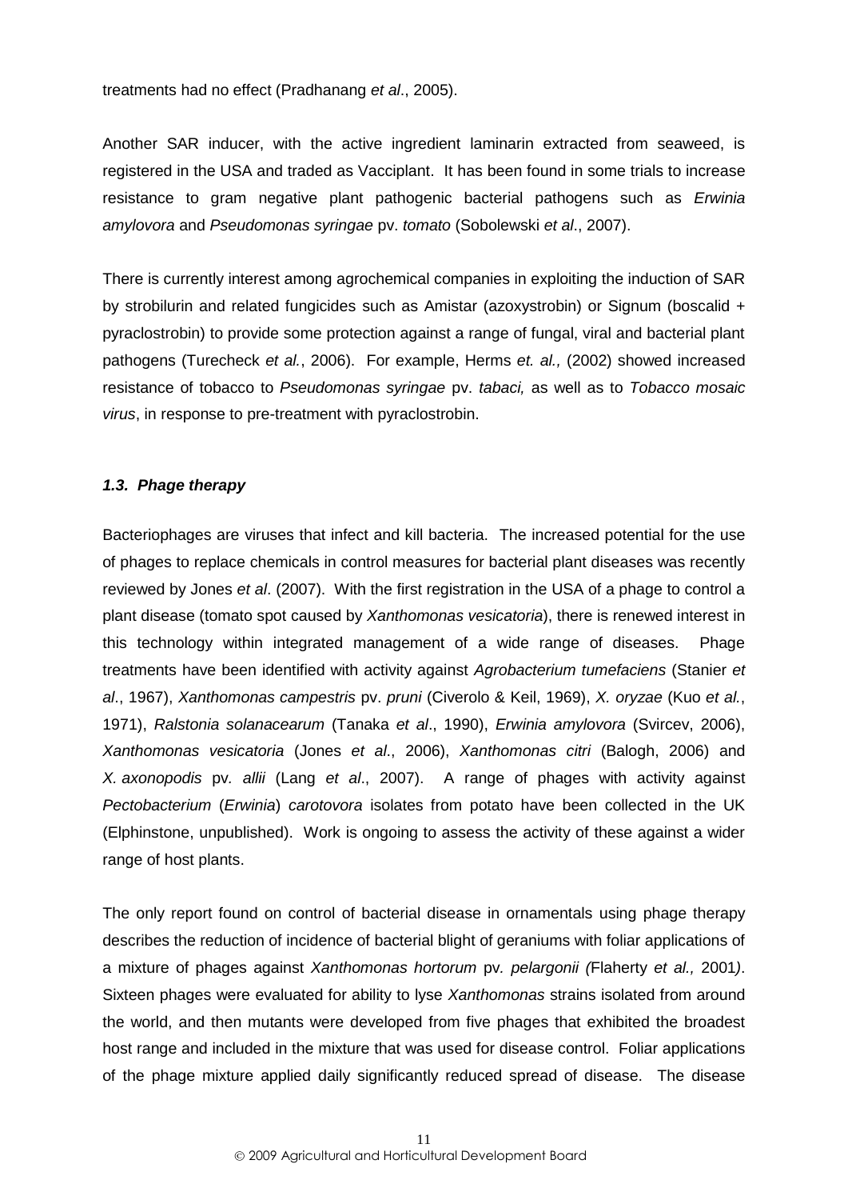treatments had no effect (Pradhanang *et al*., 2005).

Another SAR inducer, with the active ingredient laminarin extracted from seaweed, is registered in the USA and traded as Vacciplant. It has been found in some trials to increase resistance to gram negative plant pathogenic bacterial pathogens such as *Erwinia amylovora* and *Pseudomonas syringae* pv. *tomato* (Sobolewski *et al*., 2007).

There is currently interest among agrochemical companies in exploiting the induction of SAR by strobilurin and related fungicides such as Amistar (azoxystrobin) or Signum (boscalid + pyraclostrobin) to provide some protection against a range of fungal, viral and bacterial plant pathogens (Turecheck *et al.*, 2006). For example, Herms *et. al.,* (2002) showed increased resistance of tobacco to *Pseudomonas syringae* pv. *tabaci,* as well as to *Tobacco mosaic virus*, in response to pre-treatment with pyraclostrobin.

### *1.3. Phage therapy*

Bacteriophages are viruses that infect and kill bacteria. The increased potential for the use of phages to replace chemicals in control measures for bacterial plant diseases was recently reviewed by Jones *et al*. (2007). With the first registration in the USA of a phage to control a plant disease (tomato spot caused by *Xanthomonas vesicatoria*), there is renewed interest in this technology within integrated management of a wide range of diseases. Phage treatments have been identified with activity against *Agrobacterium tumefaciens* (Stanier *et al*., 1967), *Xanthomonas campestris* pv. *pruni* (Civerolo & Keil, 1969), *X. oryzae* (Kuo *et al.*, 1971), *Ralstonia solanacearum* (Tanaka *et al*., 1990), *Erwinia amylovora* (Svircev, 2006), *Xanthomonas vesicatoria* (Jones *et al*., 2006), *Xanthomonas citri* (Balogh, 2006) and *X. axonopodis* pv*. allii* (Lang *et al*., 2007). A range of phages with activity against *Pectobacterium* (*Erwinia*) *carotovora* isolates from potato have been collected in the UK (Elphinstone, unpublished). Work is ongoing to assess the activity of these against a wider range of host plants.

The only report found on control of bacterial disease in ornamentals using phage therapy describes the reduction of incidence of bacterial blight of geraniums with foliar applications of a mixture of phages against *Xanthomonas hortorum* pv*. pelargonii (*Flaherty *et al.,* 2001*)*. Sixteen phages were evaluated for ability to lyse *Xanthomonas* strains isolated from around the world, and then mutants were developed from five phages that exhibited the broadest host range and included in the mixture that was used for disease control. Foliar applications of the phage mixture applied daily significantly reduced spread of disease. The disease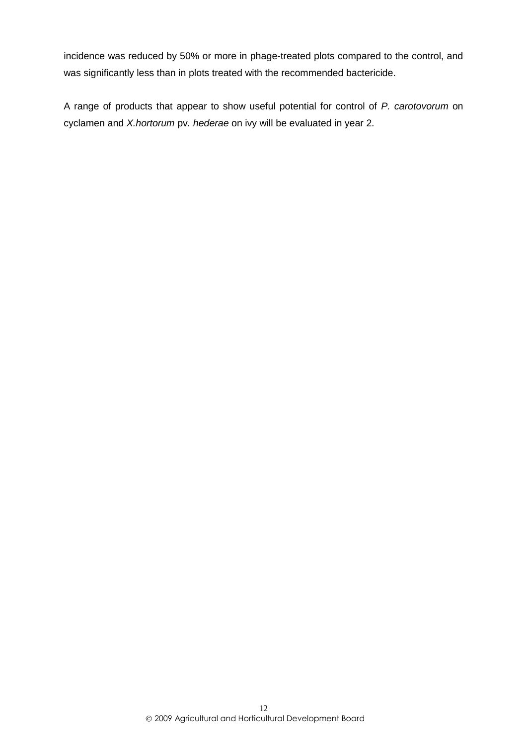incidence was reduced by 50% or more in phage-treated plots compared to the control, and was significantly less than in plots treated with the recommended bactericide.

A range of products that appear to show useful potential for control of *P. carotovorum* on cyclamen and *X.hortorum* pv*. hederae* on ivy will be evaluated in year 2.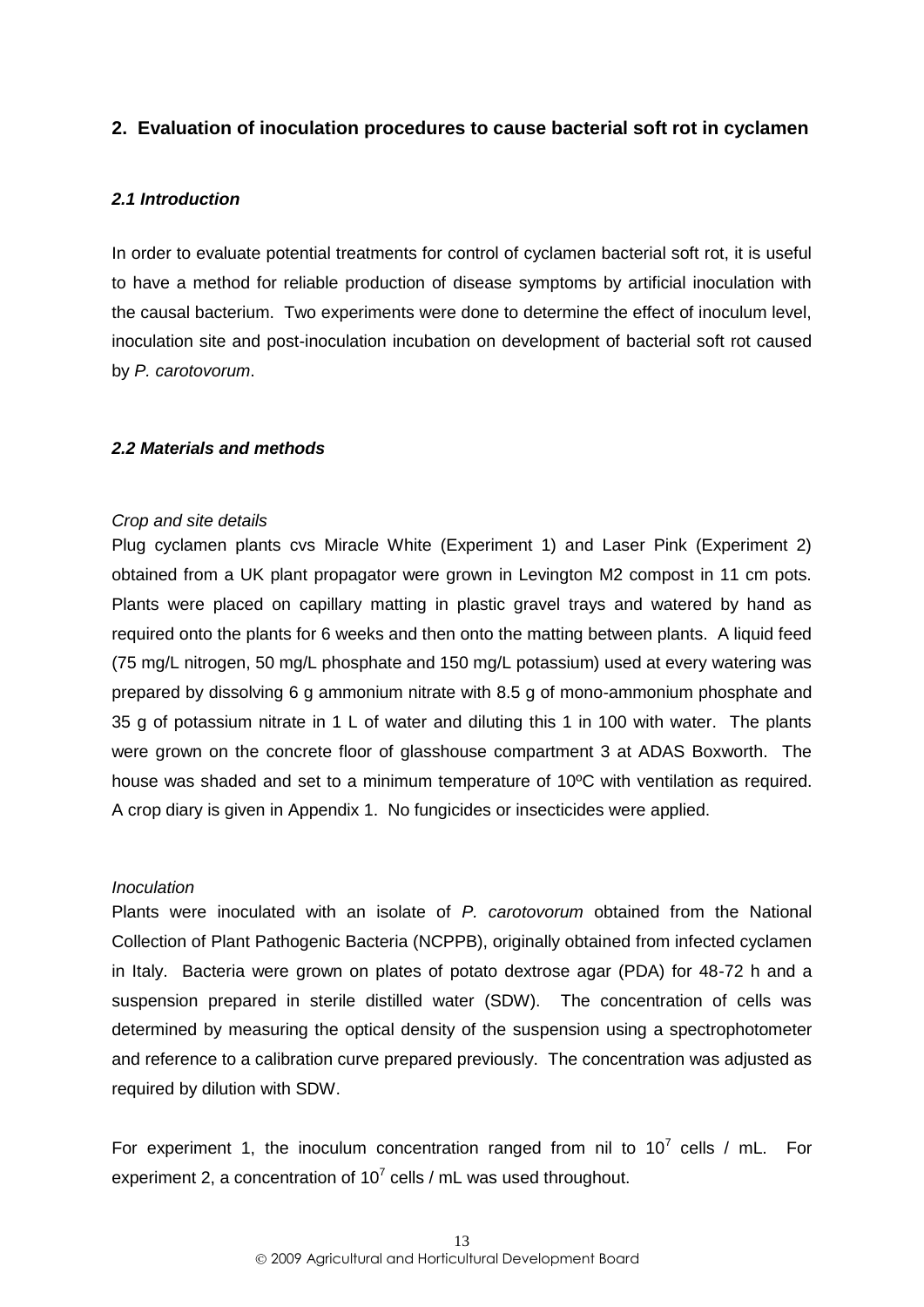## 2. Evaluation of inoculation procedures to cause bacterial soft rot in cyclamen

### *2.1 Introduction*

In order to evaluate potential treatments for control of cyclamen bacterial soft rot, it is useful to have a method for reliable production of disease symptoms by artificial inoculation with the causal bacterium. Two experiments were done to determine the effect of inoculum level, inoculation site and post-inoculation incubation on development of bacterial soft rot caused by *P. carotovorum*.

### *2.2 Materials and methods*

*Crop and site details*

Plug cyclamen plants cvs Miracle White (Experiment 1) and Laser Pink (Experiment 2) obtained from a UK plant propagator were grown in Levington M2 compost in 11 cm pots. Plants were placed on capillary matting in plastic gravel trays and watered by hand as required onto the plants for 6 weeks and then onto the matting between plants. A liquid feed (75 mg/L nitrogen, 50 mg/L phosphate and 150 mg/L potassium) used at every watering was prepared by dissolving 6 g ammonium nitrate with 8.5 g of mono-ammonium phosphate and 35 g of potassium nitrate in 1 L of water and diluting this 1 in 100 with water. The plants were grown on the concrete floor of glasshouse compartment 3 at ADAS Boxworth. The house was shaded and set to a minimum temperature of 10ºC with ventilation as required. A crop diary is given in Appendix 1. No fungicides or insecticides were applied.

*Inoculation*

Plants were inoculated with an isolate of *P. carotovorum* obtained from the National Collection of Plant Pathogenic Bacteria (NCPPB), originally obtained from infected cyclamen in Italy. Bacteria were grown on plates of potato dextrose agar (PDA) for 48-72 h and a suspension prepared in sterile distilled water (SDW). The concentration of cells was determined by measuring the optical density of the suspension using a spectrophotometer and reference to a calibration curve prepared previously. The concentration was adjusted as required by dilution with SDW.

For experiment 1, the inoculum concentration ranged from nil to $10^7$ cells / mL. For experiment 2, a concentration of $10^7$ cells / mL was used throughout.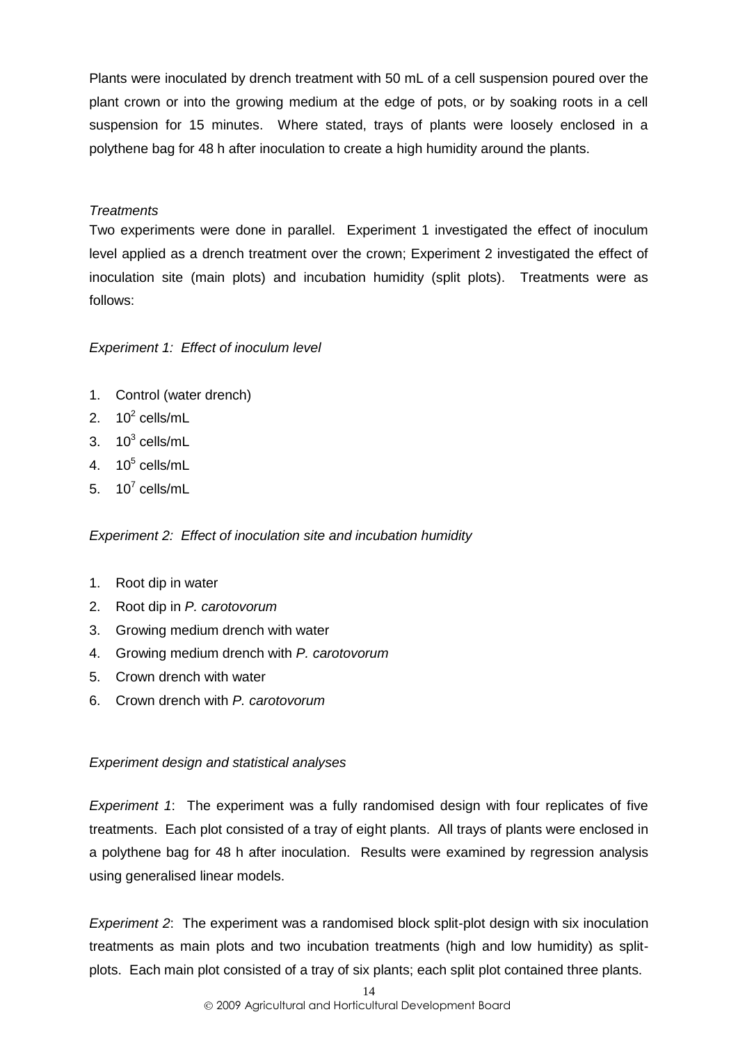Plants were inoculated by drench treatment with 50 mL of a cell suspension poured over the plant crown or into the growing medium at the edge of pots, or by soaking roots in a cell suspension for 15 minutes. Where stated, trays of plants were loosely enclosed in a polythene bag for 48 h after inoculation to create a high humidity around the plants.

*Treatments*

Two experiments were done in parallel. Experiment 1 investigated the effect of inoculum level applied as a drench treatment over the crown; Experiment 2 investigated the effect of inoculation site (main plots) and incubation humidity (split plots). Treatments were as follows:

*Experiment 1: Effect of inoculum level*

1. Control (water drench)
2. $10^2$ cells/mL
3. $10^3$ cells/mL
4. $10^5$ cells/mL
5. $10^7$ cells/mL

*Experiment 2: Effect of inoculation site and incubation humidity*

1. Root dip in water
2. Root dip in *P. carotovorum*
3. Growing medium drench with water
4. Growing medium drench with *P. carotovorum*
5. Crown drench with water
6. Crown drench with *P. carotovorum*

*Experiment design and statistical analyses*

*Experiment 1*: The experiment was a fully randomised design with four replicates of five treatments. Each plot consisted of a tray of eight plants. All trays of plants were enclosed in a polythene bag for 48 h after inoculation. Results were examined by regression analysis using generalised linear models.

*Experiment 2*: The experiment was a randomised block split-plot design with six inoculation treatments as main plots and two incubation treatments (high and low humidity) as split-plots. Each main plot consisted of a tray of six plants; each split plot contained three plants.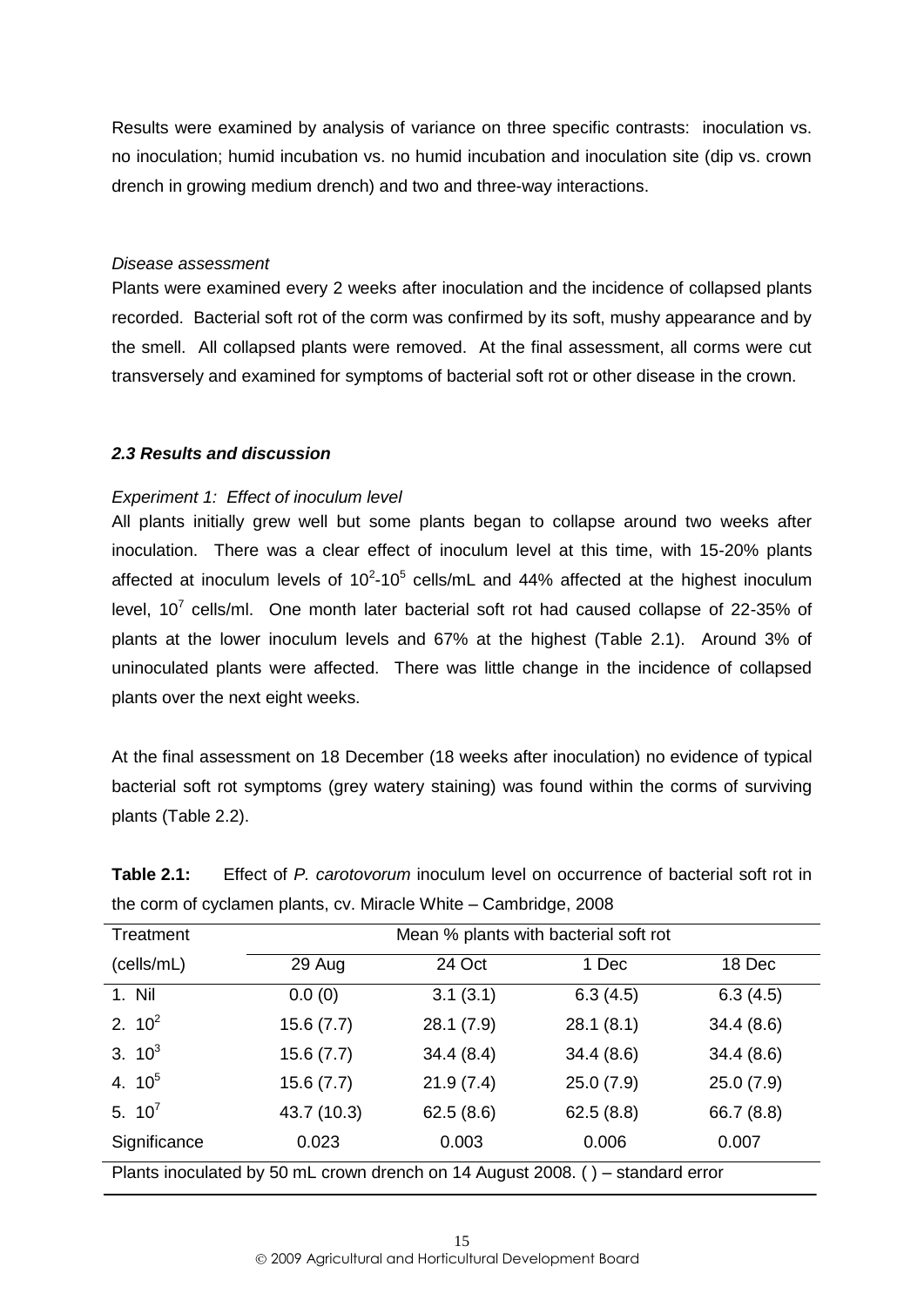Results were examined by analysis of variance on three specific contrasts: inoculation vs. no inoculation; humid incubation vs. no humid incubation and inoculation site (dip vs. crown drench in growing medium drench) and two and three-way interactions.

*Disease assessment*

Plants were examined every 2 weeks after inoculation and the incidence of collapsed plants recorded. Bacterial soft rot of the corm was confirmed by its soft, mushy appearance and by the smell. All collapsed plants were removed. At the final assessment, all corms were cut transversely and examined for symptoms of bacterial soft rot or other disease in the crown.

### *2.3 Results and discussion*

*Experiment 1: Effect of inoculum level*

All plants initially grew well but some plants began to collapse around two weeks after inoculation. There was a clear effect of inoculum level at this time, with 15-20% plants affected at inoculum levels of $10^2$-$10^5$ cells/mL and 44% affected at the highest inoculum level, $10^7$ cells/ml. One month later bacterial soft rot had caused collapse of 22-35% of plants at the lower inoculum levels and 67% at the highest (Table 2.1). Around 3% of uninoculated plants were affected. There was little change in the incidence of collapsed plants over the next eight weeks.

At the final assessment on 18 December (18 weeks after inoculation) no evidence of typical bacterial soft rot symptoms (grey watery staining) was found within the corms of surviving plants (Table 2.2).

**Table 2.1:** Effect of *P. carotovorum* inoculum level on occurrence of bacterial soft rot in the corm of cyclamen plants, cv. Miracle White – Cambridge, 2008

| Treatment | Mean % plants with bacterial soft rot | | | |
|---|---|---|---|---|
| (cells/mL) | 29 Aug | 24 Oct | 1 Dec | 18 Dec |
| 1. Nil | 0.0 (0) | 3.1 (3.1) | 6.3 (4.5) | 6.3 (4.5) |
| 2. $10^2$ | 15.6 (7.7) | 28.1 (7.9) | 28.1 (8.1) | 34.4 (8.6) |
| 3. $10^3$ | 15.6 (7.7) | 34.4 (8.4) | 34.4 (8.6) | 34.4 (8.6) |
| 4. $10^5$ | 15.6 (7.7) | 21.9 (7.4) | 25.0 (7.9) | 25.0 (7.9) |
| 5. $10^7$ | 43.7 (10.3) | 62.5 (8.6) | 62.5 (8.8) | 66.7 (8.8) |
| Significance | 0.023 | 0.003 | 0.006 | 0.007 |

Plants inoculated by 50 mL crown drench on 14 August 2008. ( ) – standard error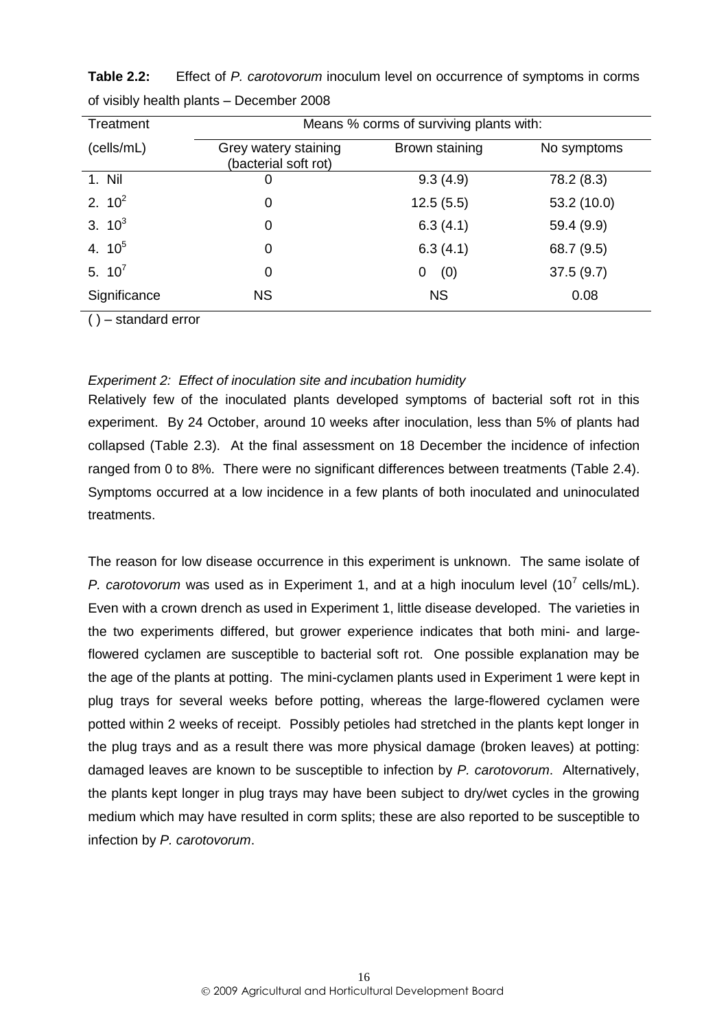**Table 2.2:** Effect of *P. carotovorum* inoculum level on occurrence of symptoms in corms of visibly health plants – December 2008

| Treatment | Means % corms of surviving plants with: | | |
|---|---|---|---|
| (cells/mL) | Grey watery staining (bacterial soft rot) | Brown staining | No symptoms |
| 1. Nil | 0 | 9.3 (4.9) | 78.2 (8.3) |
| 2. $10^2$ | 0 | 12.5 (5.5) | 53.2 (10.0) |
| 3. $10^3$ | 0 | 6.3 (4.1) | 59.4 (9.9) |
| 4. $10^5$ | 0 | 6.3 (4.1) | 68.7 (9.5) |
| 5. $10^7$ | 0 | 0 (0) | 37.5 (9.7) |
| Significance | NS | NS | 0.08 |

( ) – standard error

*Experiment 2: Effect of inoculation site and incubation humidity*

Relatively few of the inoculated plants developed symptoms of bacterial soft rot in this experiment. By 24 October, around 10 weeks after inoculation, less than 5% of plants had collapsed (Table 2.3). At the final assessment on 18 December the incidence of infection ranged from 0 to 8%. There were no significant differences between treatments (Table 2.4). Symptoms occurred at a low incidence in a few plants of both inoculated and uninoculated treatments.

The reason for low disease occurrence in this experiment is unknown. The same isolate of *P. carotovorum* was used as in Experiment 1, and at a high inoculum level ($10^7$ cells/mL). Even with a crown drench as used in Experiment 1, little disease developed. The varieties in the two experiments differed, but grower experience indicates that both mini- and large-flowered cyclamen are susceptible to bacterial soft rot. One possible explanation may be the age of the plants at potting. The mini-cyclamen plants used in Experiment 1 were kept in plug trays for several weeks before potting, whereas the large-flowered cyclamen were potted within 2 weeks of receipt. Possibly petioles had stretched in the plants kept longer in the plug trays and as a result there was more physical damage (broken leaves) at potting: damaged leaves are known to be susceptible to infection by *P. carotovorum*. Alternatively, the plants kept longer in plug trays may have been subject to dry/wet cycles in the growing medium which may have resulted in corm splits; these are also reported to be susceptible to infection by *P. carotovorum*.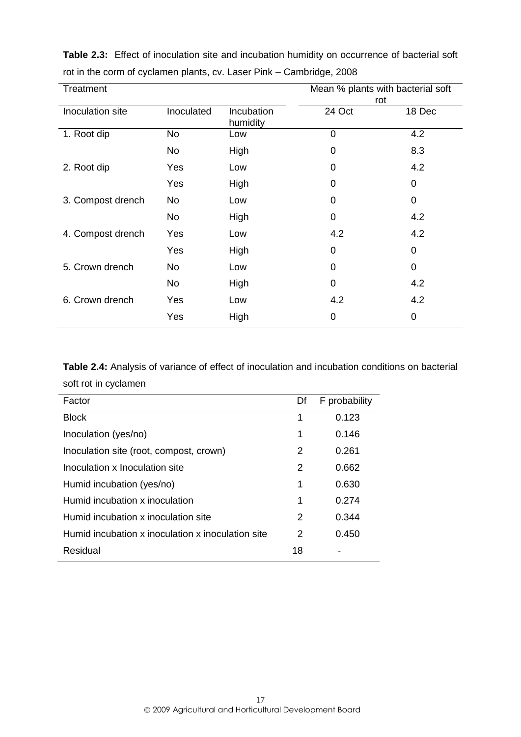**Table 2.3:** Effect of inoculation site and incubation humidity on occurrence of bacterial soft rot in the corm of cyclamen plants, cv. Laser Pink – Cambridge, 2008

| Treatment | | | Mean % plants with bacterial soft rot | |
|---|---|---|---|---|
| Inoculation site | Inoculated | Incubation humidity | 24 Oct | 18 Dec |
| 1. Root dip | No | Low | 0 | 4.2 |
| | No | High | 0 | 8.3 |
| 2. Root dip | Yes | Low | 0 | 4.2 |
| | Yes | High | 0 | 0 |
| 3. Compost drench | No | Low | 0 | 0 |
| | No | High | 0 | 4.2 |
| 4. Compost drench | Yes | Low | 4.2 | 4.2 |
| | Yes | High | 0 | 0 |
| 5. Crown drench | No | Low | 0 | 0 |
| | No | High | 0 | 4.2 |
| 6. Crown drench | Yes | Low | 4.2 | 4.2 |
| | Yes | High | 0 | 0 |

**Table 2.4:** Analysis of variance of effect of inoculation and incubation conditions on bacterial soft rot in cyclamen

| Factor | Df | F probability |
|---|---|---|
| Block | 1 | 0.123 |
| Inoculation (yes/no) | 1 | 0.146 |
| Inoculation site (root, compost, crown) | 2 | 0.261 |
| Inoculation x Inoculation site | 2 | 0.662 |
| Humid incubation (yes/no) | 1 | 0.630 |
| Humid incubation x inoculation | 1 | 0.274 |
| Humid incubation x inoculation site | 2 | 0.344 |
| Humid incubation x inoculation x inoculation site | 2 | 0.450 |
| Residual | 18 | - |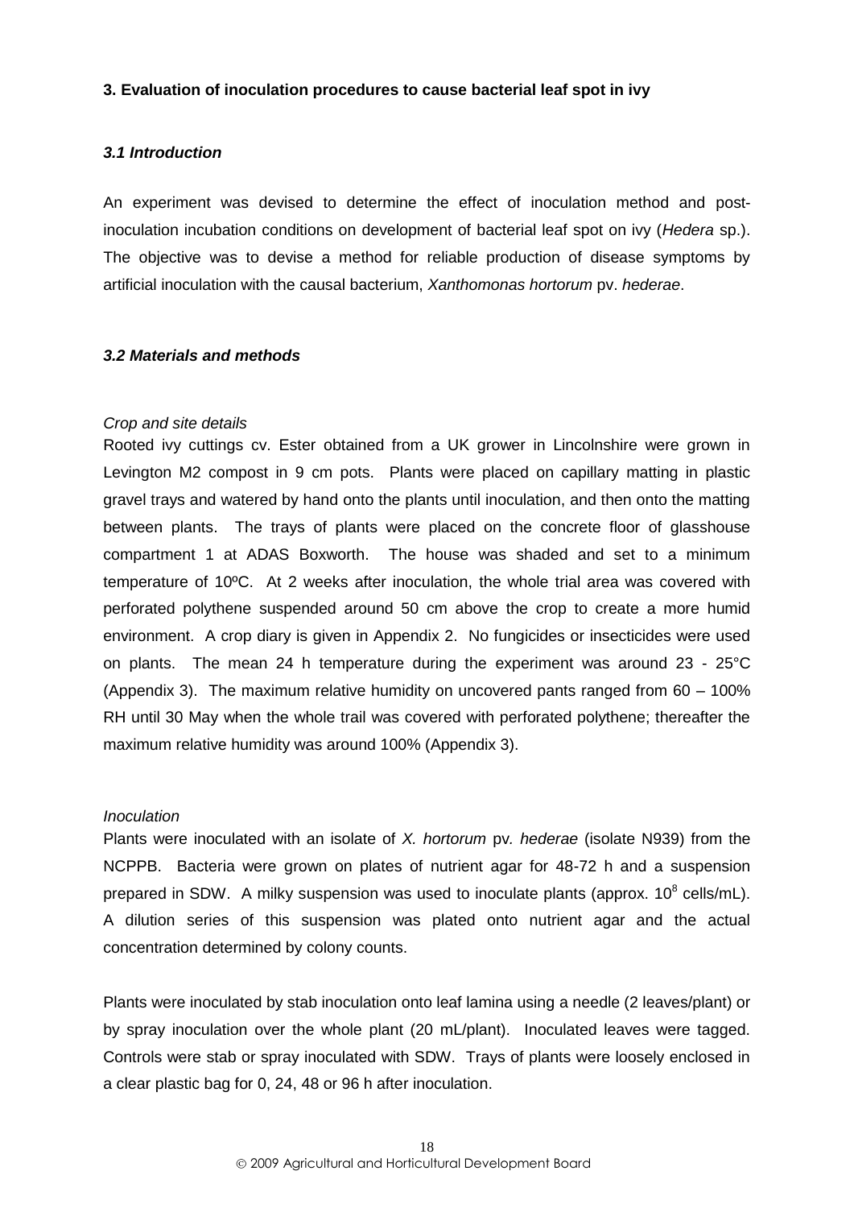**3. Evaluation of inoculation procedures to cause bacterial leaf spot in ivy**

***3.1 Introduction***

An experiment was devised to determine the effect of inoculation method and post-inoculation incubation conditions on development of bacterial leaf spot on ivy (*Hedera* sp.). The objective was to devise a method for reliable production of disease symptoms by artificial inoculation with the causal bacterium, *Xanthomonas hortorum* pv. *hederae*.

***3.2 Materials and methods***

*Crop and site details*

Rooted ivy cuttings cv. Ester obtained from a UK grower in Lincolnshire were grown in Levington M2 compost in 9 cm pots. Plants were placed on capillary matting in plastic gravel trays and watered by hand onto the plants until inoculation, and then onto the matting between plants. The trays of plants were placed on the concrete floor of glasshouse compartment 1 at ADAS Boxworth. The house was shaded and set to a minimum temperature of 10ºC. At 2 weeks after inoculation, the whole trial area was covered with perforated polythene suspended around 50 cm above the crop to create a more humid environment. A crop diary is given in Appendix 2. No fungicides or insecticides were used on plants. The mean 24 h temperature during the experiment was around 23 - 25°C (Appendix 3). The maximum relative humidity on uncovered pants ranged from 60 – 100% RH until 30 May when the whole trail was covered with perforated polythene; thereafter the maximum relative humidity was around 100% (Appendix 3).

*Inoculation*

Plants were inoculated with an isolate of *X. hortorum* pv. *hederae* (isolate N939) from the NCPPB. Bacteria were grown on plates of nutrient agar for 48-72 h and a suspension prepared in SDW. A milky suspension was used to inoculate plants (approx. $10^8$ cells/mL). A dilution series of this suspension was plated onto nutrient agar and the actual concentration determined by colony counts.

Plants were inoculated by stab inoculation onto leaf lamina using a needle (2 leaves/plant) or by spray inoculation over the whole plant (20 mL/plant). Inoculated leaves were tagged. Controls were stab or spray inoculated with SDW. Trays of plants were loosely enclosed in a clear plastic bag for 0, 24, 48 or 96 h after inoculation.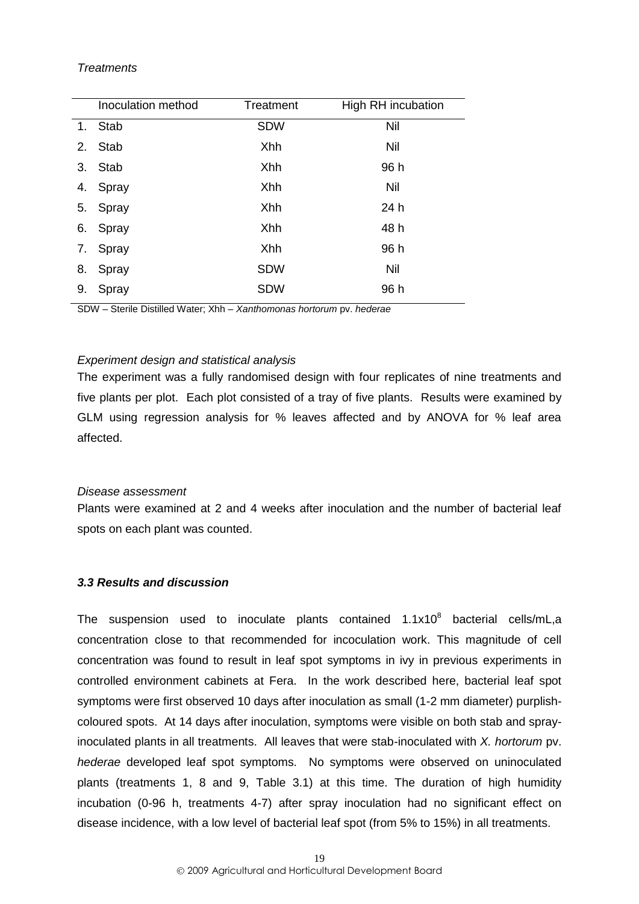*Treatments*

| | Inoculation method | Treatment | High RH incubation |
|---|---|---|---|
| 1. | Stab | SDW | Nil |
| 2. | Stab | Xhh | Nil |
| 3. | Stab | Xhh | 96 h |
| 4. | Spray | Xhh | Nil |
| 5. | Spray | Xhh | 24 h |
| 6. | Spray | Xhh | 48 h |
| 7. | Spray | Xhh | 96 h |
| 8. | Spray | SDW | Nil |
| 9. | Spray | SDW | 96 h |

SDW – Sterile Distilled Water; Xhh – *Xanthomonas hortorum* pv. *hederae*

*Experiment design and statistical analysis*

The experiment was a fully randomised design with four replicates of nine treatments and five plants per plot. Each plot consisted of a tray of five plants. Results were examined by GLM using regression analysis for % leaves affected and by ANOVA for % leaf area affected.

*Disease assessment*

Plants were examined at 2 and 4 weeks after inoculation and the number of bacterial leaf spots on each plant was counted.

### *3.3 Results and discussion*

The suspension used to inoculate plants contained $1.1 \times 10^8$ bacterial cells/mL,a concentration close to that recommended for incoculation work. This magnitude of cell concentration was found to result in leaf spot symptoms in ivy in previous experiments in controlled environment cabinets at Fera. In the work described here, bacterial leaf spot symptoms were first observed 10 days after inoculation as small (1-2 mm diameter) purplish-coloured spots. At 14 days after inoculation, symptoms were visible on both stab and spray-inoculated plants in all treatments. All leaves that were stab-inoculated with *X. hortorum* pv. *hederae* developed leaf spot symptoms. No symptoms were observed on uninoculated plants (treatments 1, 8 and 9, Table 3.1) at this time. The duration of high humidity incubation (0-96 h, treatments 4-7) after spray inoculation had no significant effect on disease incidence, with a low level of bacterial leaf spot (from 5% to 15%) in all treatments.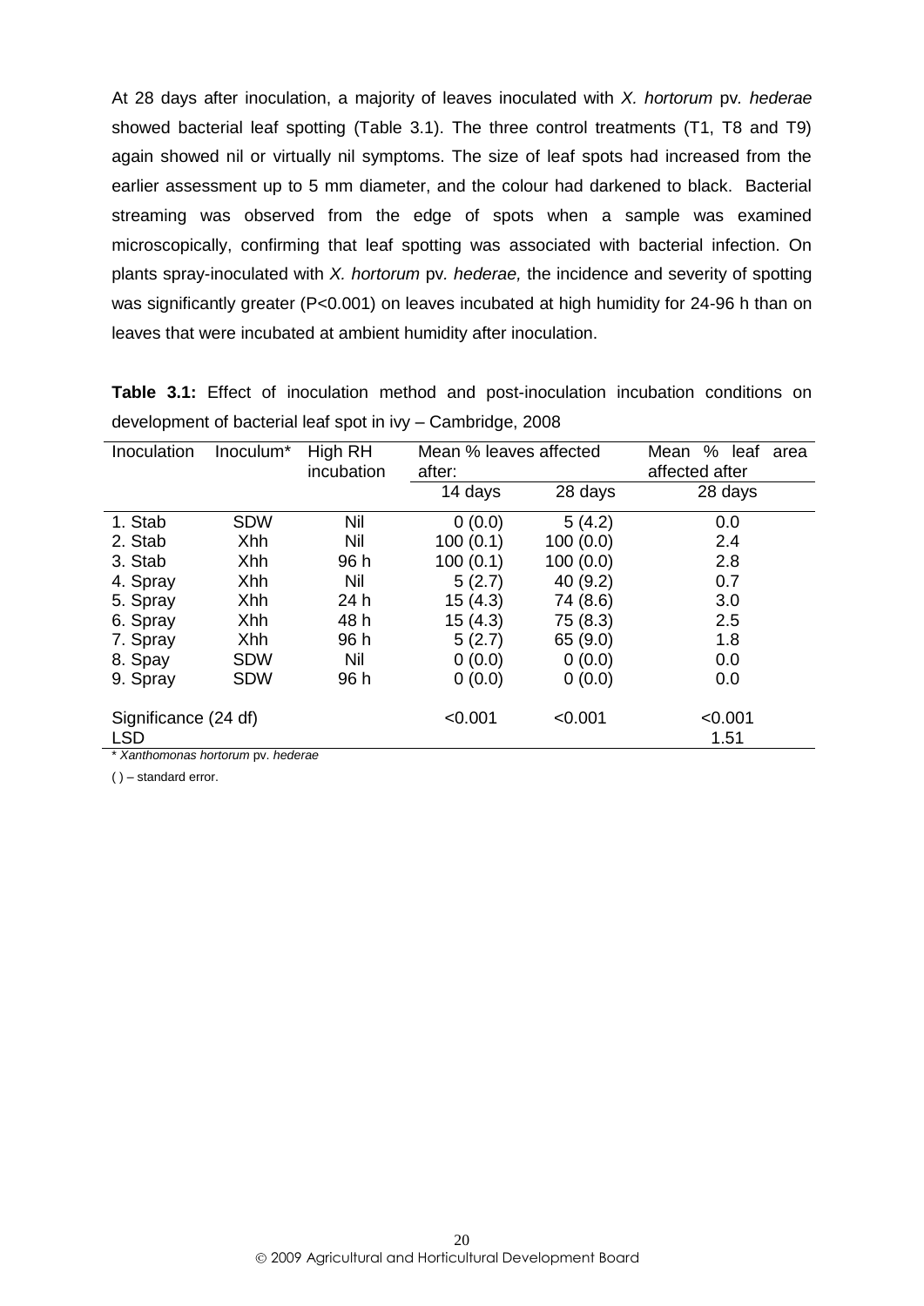At 28 days after inoculation, a majority of leaves inoculated with *X. hortorum* pv. *hederae* showed bacterial leaf spotting (Table 3.1). The three control treatments (T1, T8 and T9) again showed nil or virtually nil symptoms. The size of leaf spots had increased from the earlier assessment up to 5 mm diameter, and the colour had darkened to black. Bacterial streaming was observed from the edge of spots when a sample was examined microscopically, confirming that leaf spotting was associated with bacterial infection. On plants spray-inoculated with *X. hortorum* pv. *hederae,* the incidence and severity of spotting was significantly greater (P<0.001) on leaves incubated at high humidity for 24-96 h than on leaves that were incubated at ambient humidity after inoculation.

**Table 3.1:** Effect of inoculation method and post-inoculation incubation conditions on development of bacterial leaf spot in ivy – Cambridge, 2008

| Inoculation | Inoculum* | High RH incubation | Mean % leaves affected after: | | Mean % leaf area affected after |
|---|---|---|---|---|---|
| | | | 14 days | 28 days | 28 days |
| 1. Stab | SDW | Nil | 0 (0.0) | 5 (4.2) | 0.0 |
| 2. Stab | Xhh | Nil | 100 (0.1) | 100 (0.0) | 2.4 |
| 3. Stab | Xhh | 96 h | 100 (0.1) | 100 (0.0) | 2.8 |
| 4. Spray | Xhh | Nil | 5 (2.7) | 40 (9.2) | 0.7 |
| 5. Spray | Xhh | 24 h | 15 (4.3) | 74 (8.6) | 3.0 |
| 6. Spray | Xhh | 48 h | 15 (4.3) | 75 (8.3) | 2.5 |
| 7. Spray | Xhh | 96 h | 5 (2.7) | 65 (9.0) | 1.8 |
| 8. Spay | SDW | Nil | 0 (0.0) | 0 (0.0) | 0.0 |
| 9. Spray | SDW | 96 h | 0 (0.0) | 0 (0.0) | 0.0 |
| Significance (24 df) | | | <0.001 | <0.001 | <0.001 |
| LSD | | | | | 1.51 |

\* *Xanthomonas hortorum* pv. *hederae*

( ) – standard error.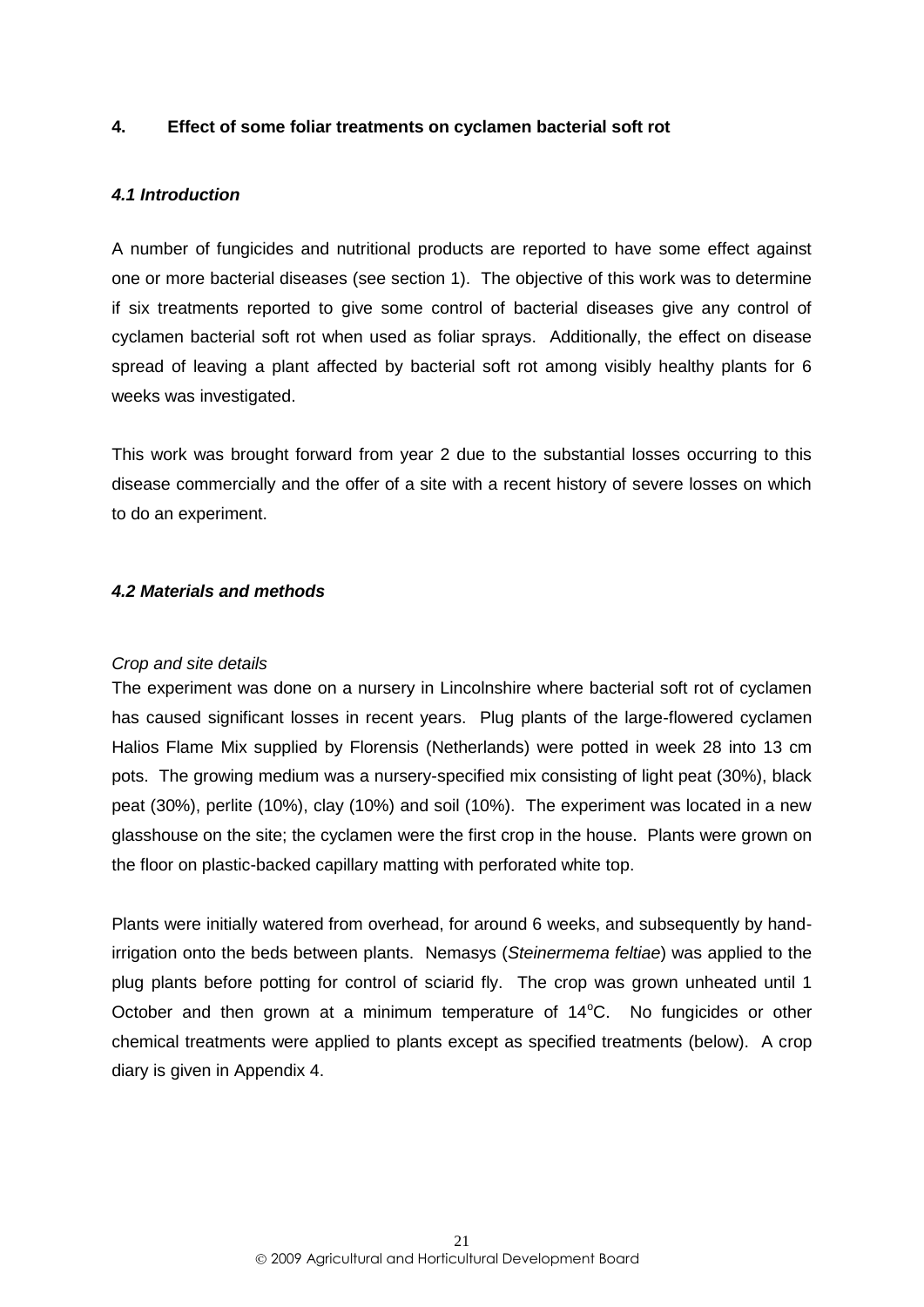## 4. Effect of some foliar treatments on cyclamen bacterial soft rot

### *4.1 Introduction*

A number of fungicides and nutritional products are reported to have some effect against one or more bacterial diseases (see section 1). The objective of this work was to determine if six treatments reported to give some control of bacterial diseases give any control of cyclamen bacterial soft rot when used as foliar sprays. Additionally, the effect on disease spread of leaving a plant affected by bacterial soft rot among visibly healthy plants for 6 weeks was investigated.

This work was brought forward from year 2 due to the substantial losses occurring to this disease commercially and the offer of a site with a recent history of severe losses on which to do an experiment.

### *4.2 Materials and methods*

*Crop and site details*

The experiment was done on a nursery in Lincolnshire where bacterial soft rot of cyclamen has caused significant losses in recent years. Plug plants of the large-flowered cyclamen Halios Flame Mix supplied by Florensis (Netherlands) were potted in week 28 into 13 cm pots. The growing medium was a nursery-specified mix consisting of light peat (30%), black peat (30%), perlite (10%), clay (10%) and soil (10%). The experiment was located in a new glasshouse on the site; the cyclamen were the first crop in the house. Plants were grown on the floor on plastic-backed capillary matting with perforated white top.

Plants were initially watered from overhead, for around 6 weeks, and subsequently by hand-irrigation onto the beds between plants. Nemasys (*Steinermema feltiae*) was applied to the plug plants before potting for control of sciarid fly. The crop was grown unheated until 1 October and then grown at a minimum temperature of 14$^{o}$C. No fungicides or other chemical treatments were applied to plants except as specified treatments (below). A crop diary is given in Appendix 4.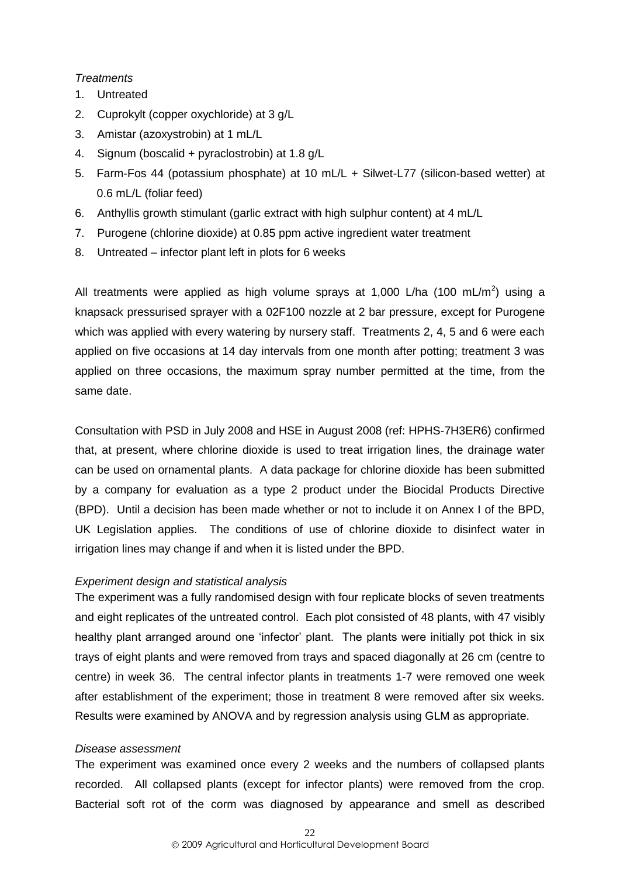*Treatments*

1. Untreated
2. Cuprokylt (copper oxychloride) at 3 g/L
3. Amistar (azoxystrobin) at 1 mL/L
4. Signum (boscalid + pyraclostrobin) at 1.8 g/L
5. Farm-Fos 44 (potassium phosphate) at 10 mL/L + Silwet-L77 (silicon-based wetter) at 0.6 mL/L (foliar feed)
6. Anthyllis growth stimulant (garlic extract with high sulphur content) at 4 mL/L
7. Purogene (chlorine dioxide) at 0.85 ppm active ingredient water treatment
8. Untreated – infector plant left in plots for 6 weeks

All treatments were applied as high volume sprays at 1,000 L/ha (100 mL/$m^2$) using a knapsack pressurised sprayer with a 02F100 nozzle at 2 bar pressure, except for Purogene which was applied with every watering by nursery staff. Treatments 2, 4, 5 and 6 were each applied on five occasions at 14 day intervals from one month after potting; treatment 3 was applied on three occasions, the maximum spray number permitted at the time, from the same date.

Consultation with PSD in July 2008 and HSE in August 2008 (ref: HPHS-7H3ER6) confirmed that, at present, where chlorine dioxide is used to treat irrigation lines, the drainage water can be used on ornamental plants. A data package for chlorine dioxide has been submitted by a company for evaluation as a type 2 product under the Biocidal Products Directive (BPD). Until a decision has been made whether or not to include it on Annex I of the BPD, UK Legislation applies. The conditions of use of chlorine dioxide to disinfect water in irrigation lines may change if and when it is listed under the BPD.

*Experiment design and statistical analysis*

The experiment was a fully randomised design with four replicate blocks of seven treatments and eight replicates of the untreated control. Each plot consisted of 48 plants, with 47 visibly healthy plant arranged around one 'infector' plant. The plants were initially pot thick in six trays of eight plants and were removed from trays and spaced diagonally at 26 cm (centre to centre) in week 36. The central infector plants in treatments 1-7 were removed one week after establishment of the experiment; those in treatment 8 were removed after six weeks. Results were examined by ANOVA and by regression analysis using GLM as appropriate.

*Disease assessment*

The experiment was examined once every 2 weeks and the numbers of collapsed plants recorded. All collapsed plants (except for infector plants) were removed from the crop. Bacterial soft rot of the corm was diagnosed by appearance and smell as described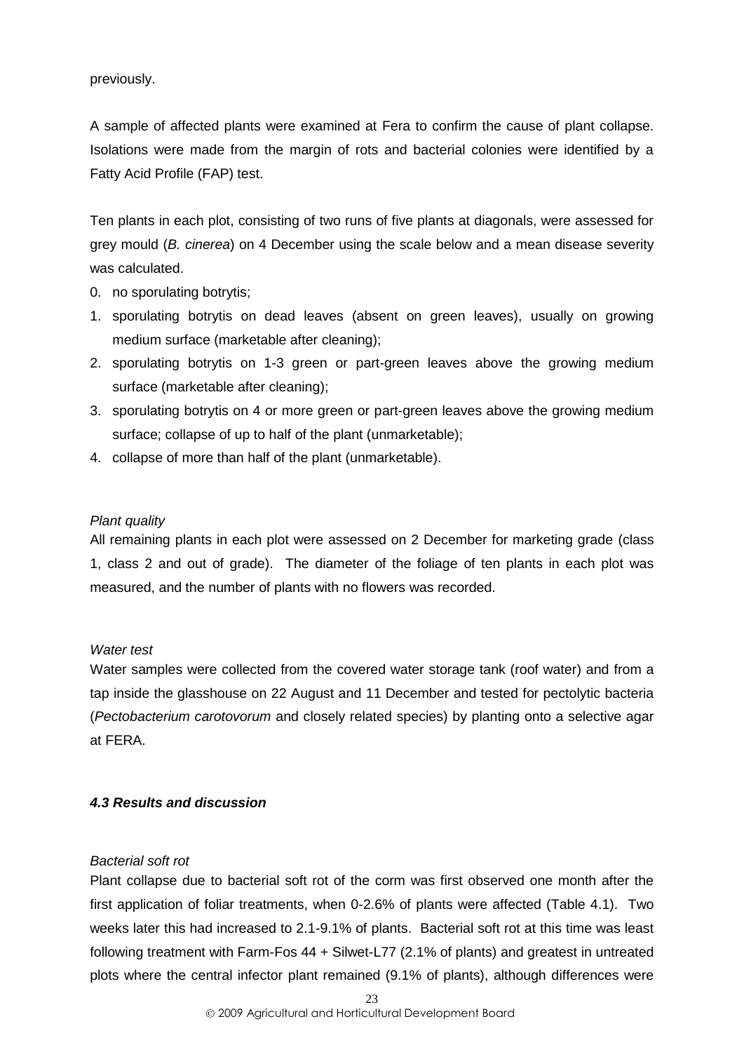previously.

A sample of affected plants were examined at Fera to confirm the cause of plant collapse. Isolations were made from the margin of rots and bacterial colonies were identified by a Fatty Acid Profile (FAP) test.

Ten plants in each plot, consisting of two runs of five plants at diagonals, were assessed for grey mould (*B. cinerea*) on 4 December using the scale below and a mean disease severity was calculated.

0. no sporulating botrytis;
1. sporulating botrytis on dead leaves (absent on green leaves), usually on growing medium surface (marketable after cleaning);
2. sporulating botrytis on 1-3 green or part-green leaves above the growing medium surface (marketable after cleaning);
3. sporulating botrytis on 4 or more green or part-green leaves above the growing medium surface; collapse of up to half of the plant (unmarketable);
4. collapse of more than half of the plant (unmarketable).

*Plant quality*

All remaining plants in each plot were assessed on 2 December for marketing grade (class 1, class 2 and out of grade). The diameter of the foliage of ten plants in each plot was measured, and the number of plants with no flowers was recorded.

*Water test*

Water samples were collected from the covered water storage tank (roof water) and from a tap inside the glasshouse on 22 August and 11 December and tested for pectolytic bacteria (*Pectobacterium carotovorum* and closely related species) by planting onto a selective agar at FERA.

### *4.3 Results and discussion*

*Bacterial soft rot*

Plant collapse due to bacterial soft rot of the corm was first observed one month after the first application of foliar treatments, when 0-2.6% of plants were affected (Table 4.1). Two weeks later this had increased to 2.1-9.1% of plants. Bacterial soft rot at this time was least following treatment with Farm-Fos 44 + Silwet-L77 (2.1% of plants) and greatest in untreated plots where the central infector plant remained (9.1% of plants), although differences were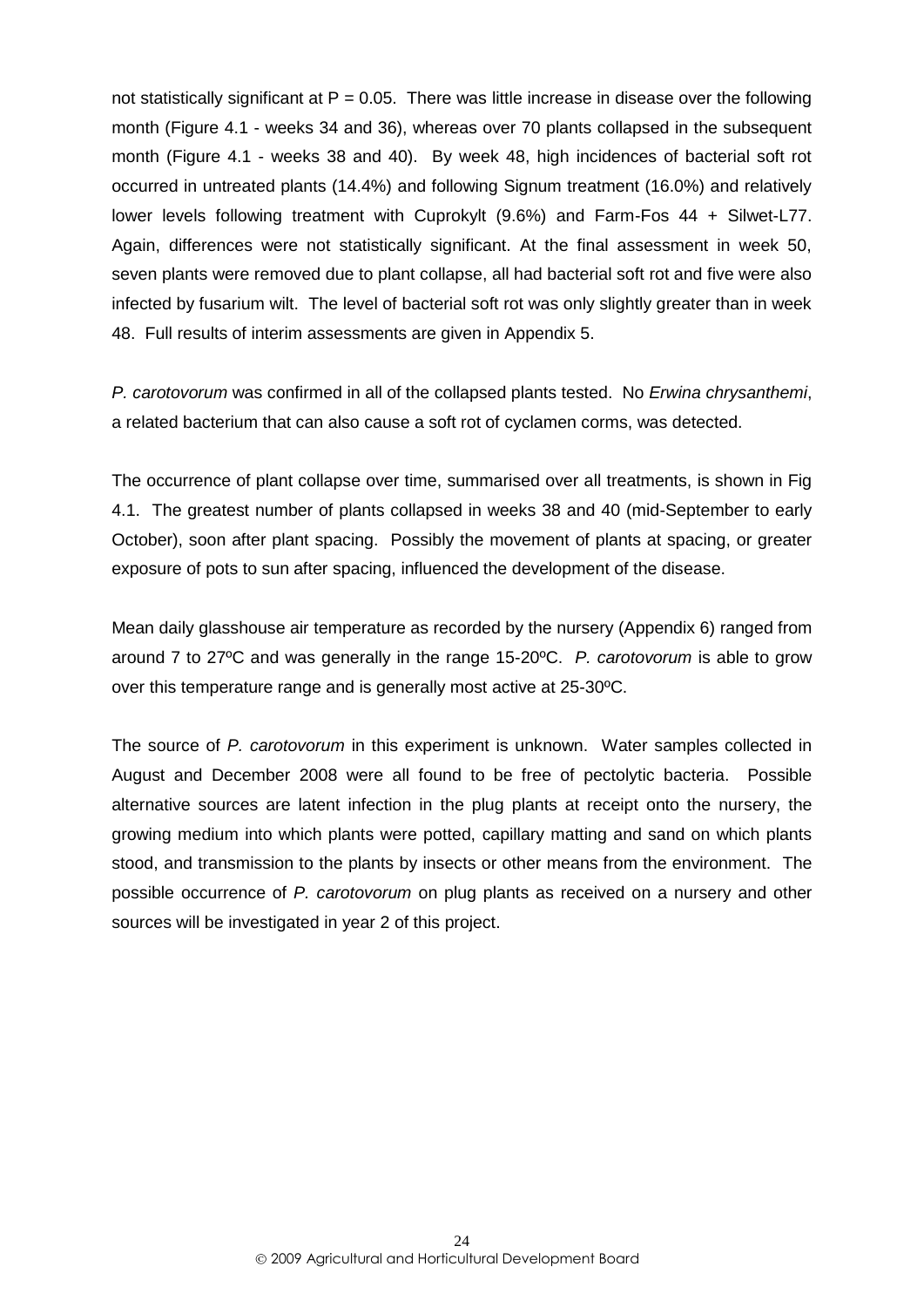not statistically significant at $P = 0.05$. There was little increase in disease over the following month (Figure 4.1 - weeks 34 and 36), whereas over 70 plants collapsed in the subsequent month (Figure 4.1 - weeks 38 and 40). By week 48, high incidences of bacterial soft rot occurred in untreated plants (14.4%) and following Signum treatment (16.0%) and relatively lower levels following treatment with Cuprokylt (9.6%) and Farm-Fos 44 + Silwet-L77. Again, differences were not statistically significant. At the final assessment in week 50, seven plants were removed due to plant collapse, all had bacterial soft rot and five were also infected by fusarium wilt. The level of bacterial soft rot was only slightly greater than in week 48. Full results of interim assessments are given in Appendix 5.

*P. carotovorum* was confirmed in all of the collapsed plants tested. No *Erwina chrysanthemi*, a related bacterium that can also cause a soft rot of cyclamen corms, was detected.

The occurrence of plant collapse over time, summarised over all treatments, is shown in Fig 4.1. The greatest number of plants collapsed in weeks 38 and 40 (mid-September to early October), soon after plant spacing. Possibly the movement of plants at spacing, or greater exposure of pots to sun after spacing, influenced the development of the disease.

Mean daily glasshouse air temperature as recorded by the nursery (Appendix 6) ranged from around 7 to 27ºC and was generally in the range 15-20ºC. *P. carotovorum* is able to grow over this temperature range and is generally most active at 25-30ºC.

The source of *P. carotovorum* in this experiment is unknown. Water samples collected in August and December 2008 were all found to be free of pectolytic bacteria. Possible alternative sources are latent infection in the plug plants at receipt onto the nursery, the growing medium into which plants were potted, capillary matting and sand on which plants stood, and transmission to the plants by insects or other means from the environment. The possible occurrence of *P. carotovorum* on plug plants as received on a nursery and other sources will be investigated in year 2 of this project.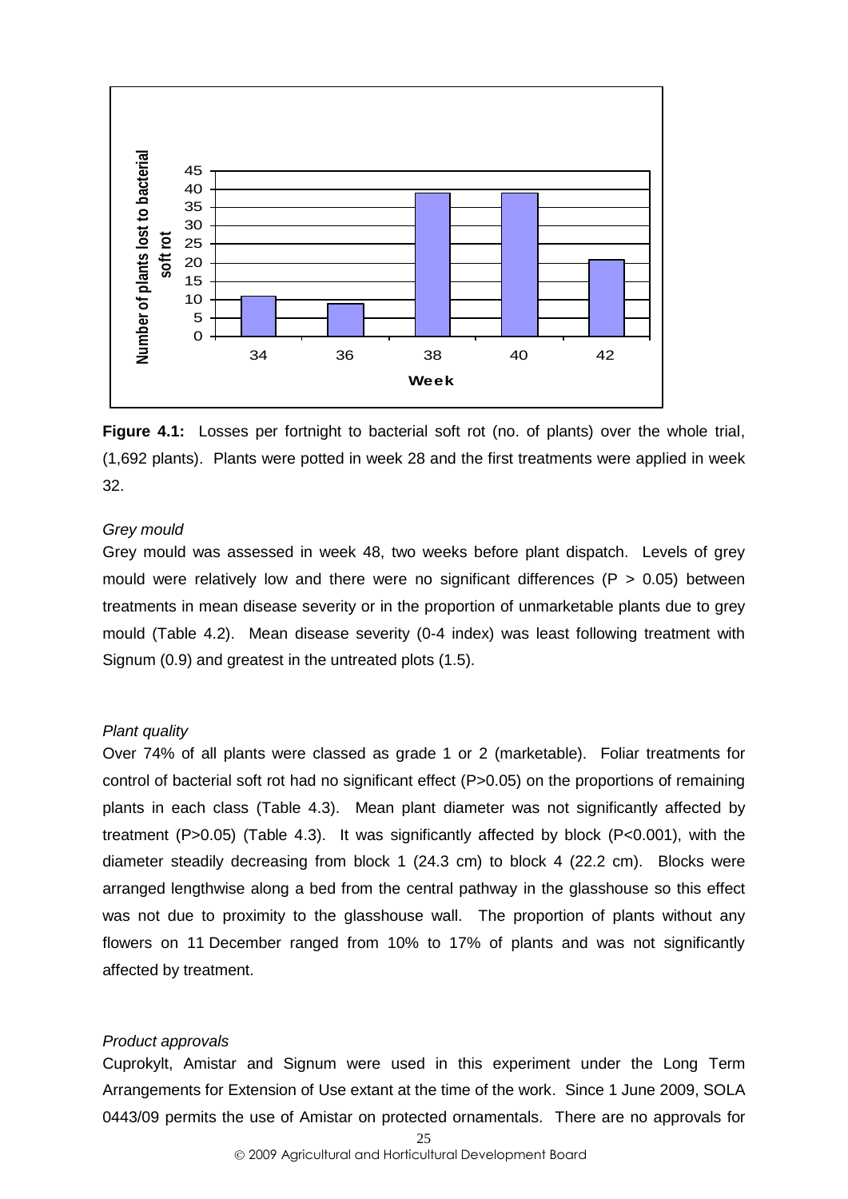**Figure 4.1:** Losses per fortnight to bacterial soft rot (no. of plants) over the whole trial, (1,692 plants). Plants were potted in week 28 and the first treatments were applied in week 32.

*Grey mould*

Grey mould was assessed in week 48, two weeks before plant dispatch. Levels of grey mould were relatively low and there were no significant differences ($P > 0.05$) between treatments in mean disease severity or in the proportion of unmarketable plants due to grey mould (Table 4.2). Mean disease severity (0-4 index) was least following treatment with Signum (0.9) and greatest in the untreated plots (1.5).

*Plant quality*

Over 74% of all plants were classed as grade 1 or 2 (marketable). Foliar treatments for control of bacterial soft rot had no significant effect ($P>0.05$) on the proportions of remaining plants in each class (Table 4.3). Mean plant diameter was not significantly affected by treatment ($P>0.05$) (Table 4.3). It was significantly affected by block ($P<0.001$), with the diameter steadily decreasing from block 1 (24.3 cm) to block 4 (22.2 cm). Blocks were arranged lengthwise along a bed from the central pathway in the glasshouse so this effect was not due to proximity to the glasshouse wall. The proportion of plants without any flowers on 11 December ranged from 10% to 17% of plants and was not significantly affected by treatment.

*Product approvals*

Cuprokylt, Amistar and Signum were used in this experiment under the Long Term Arrangements for Extension of Use extant at the time of the work. Since 1 June 2009, SOLA 0443/09 permits the use of Amistar on protected ornamentals. There are no approvals for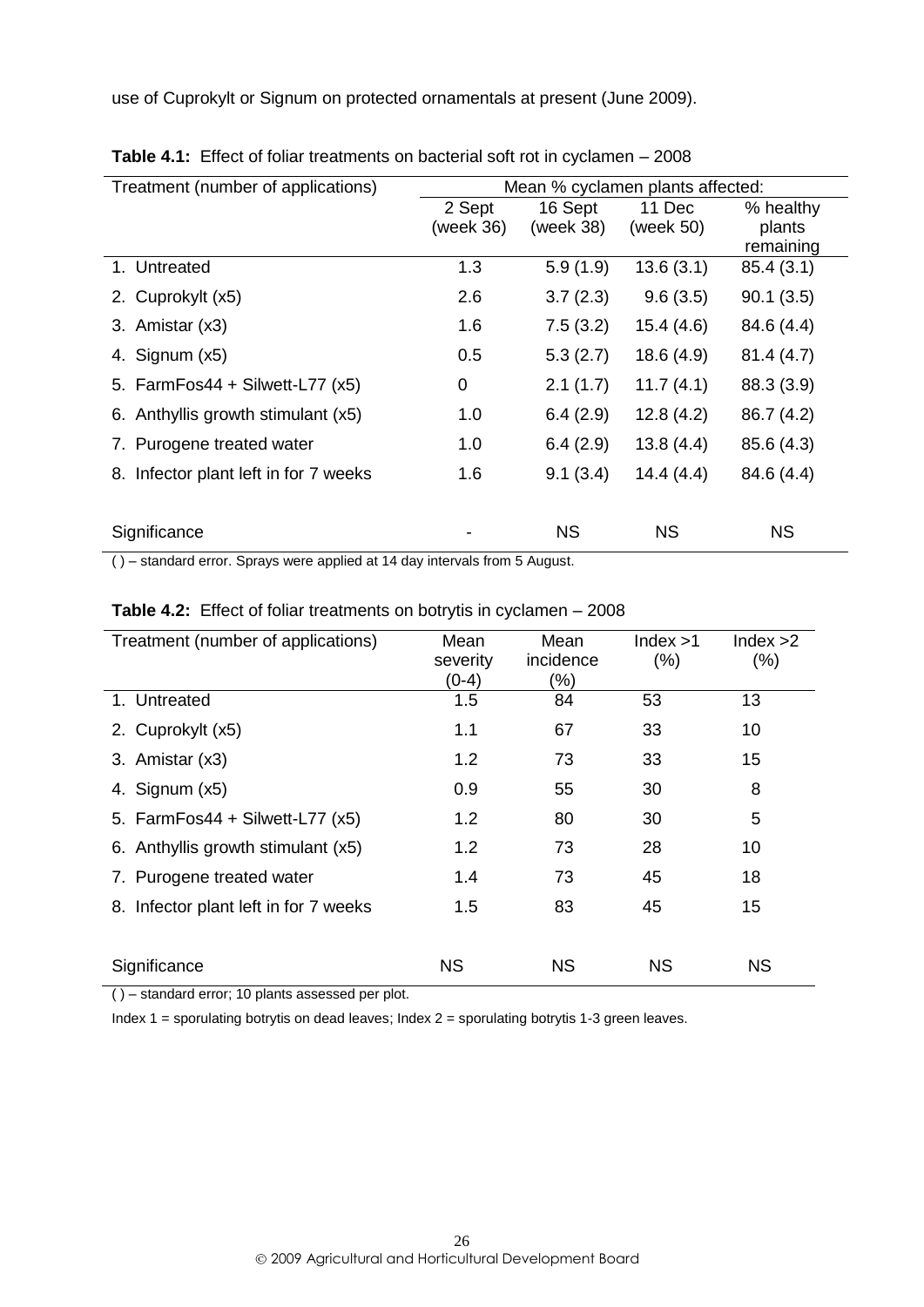use of Cuprokylt or Signum on protected ornamentals at present (June 2009).

**Table 4.1:** Effect of foliar treatments on bacterial soft rot in cyclamen – 2008

| Treatment (number of applications) | Mean % cyclamen plants affected: | | | |
|---|---|---|---|---|
| | 2 Sept (week 36) | 16 Sept (week 38) | 11 Dec (week 50) | % healthy plants remaining |
| 1. Untreated | 1.3 | 5.9 (1.9) | 13.6 (3.1) | 85.4 (3.1) |
| 2. Cuprokylt (x5) | 2.6 | 3.7 (2.3) | 9.6 (3.5) | 90.1 (3.5) |
| 3. Amistar (x3) | 1.6 | 7.5 (3.2) | 15.4 (4.6) | 84.6 (4.4) |
| 4. Signum (x5) | 0.5 | 5.3 (2.7) | 18.6 (4.9) | 81.4 (4.7) |
| 5. FarmFos44 + Silwett-L77 (x5) | 0 | 2.1 (1.7) | 11.7 (4.1) | 88.3 (3.9) |
| 6. Anthyllis growth stimulant (x5) | 1.0 | 6.4 (2.9) | 12.8 (4.2) | 86.7 (4.2) |
| 7. Purogene treated water | 1.0 | 6.4 (2.9) | 13.8 (4.4) | 85.6 (4.3) |
| 8. Infector plant left in for 7 weeks | 1.6 | 9.1 (3.4) | 14.4 (4.4) | 84.6 (4.4) |
| Significance | - | NS | NS | NS |

( ) – standard error. Sprays were applied at 14 day intervals from 5 August.

**Table 4.2:** Effect of foliar treatments on botrytis in cyclamen – 2008

| Treatment (number of applications) | Mean severity (0-4) | Mean incidence (%) | Index >1 (%) | Index >2 (%) |
|---|---|---|---|---|
| 1. Untreated | 1.5 | 84 | 53 | 13 |
| 2. Cuprokylt (x5) | 1.1 | 67 | 33 | 10 |
| 3. Amistar (x3) | 1.2 | 73 | 33 | 15 |
| 4. Signum (x5) | 0.9 | 55 | 30 | 8 |
| 5. FarmFos44 + Silwett-L77 (x5) | 1.2 | 80 | 30 | 5 |
| 6. Anthyllis growth stimulant (x5) | 1.2 | 73 | 28 | 10 |
| 7. Purogene treated water | 1.4 | 73 | 45 | 18 |
| 8. Infector plant left in for 7 weeks | 1.5 | 83 | 45 | 15 |
| Significance | NS | NS | NS | NS |

( ) – standard error; 10 plants assessed per plot.

Index 1 = sporulating botrytis on dead leaves; Index 2 = sporulating botrytis 1-3 green leaves.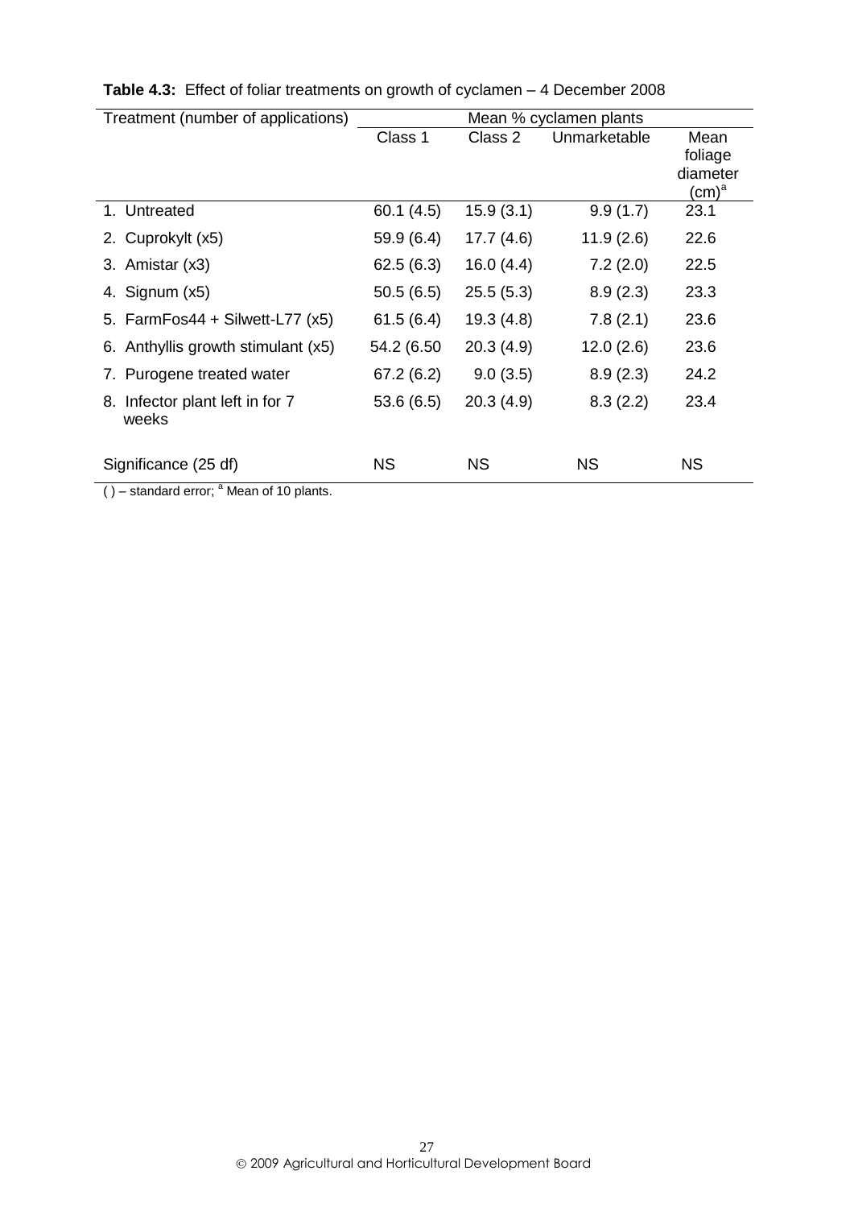**Table 4.3:** Effect of foliar treatments on growth of cyclamen – 4 December 2008

| Treatment (number of applications) | Mean % cyclamen plants | | | |
|---|---|---|---|---|
| | Class 1 | Class 2 | Unmarketable | Mean foliage diameter (cm)[a] |
| 1. Untreated | 60.1 (4.5) | 15.9 (3.1) | 9.9 (1.7) | 23.1 |
| 2. Cuprokylt (x5) | 59.9 (6.4) | 17.7 (4.6) | 11.9 (2.6) | 22.6 |
| 3. Amistar (x3) | 62.5 (6.3) | 16.0 (4.4) | 7.2 (2.0) | 22.5 |
| 4. Signum (x5) | 50.5 (6.5) | 25.5 (5.3) | 8.9 (2.3) | 23.3 |
| 5. FarmFos44 + Silwett-L77 (x5) | 61.5 (6.4) | 19.3 (4.8) | 7.8 (2.1) | 23.6 |
| 6. Anthyllis growth stimulant (x5) | 54.2 (6.50 | 20.3 (4.9) | 12.0 (2.6) | 23.6 |
| 7. Purogene treated water | 67.2 (6.2) | 9.0 (3.5) | 8.9 (2.3) | 24.2 |
| 8. Infector plant left in for 7 weeks | 53.6 (6.5) | 20.3 (4.9) | 8.3 (2.2) | 23.4 |
| Significance (25 df) | NS | NS | NS | NS |

( ) – standard error; [a] Mean of 10 plants.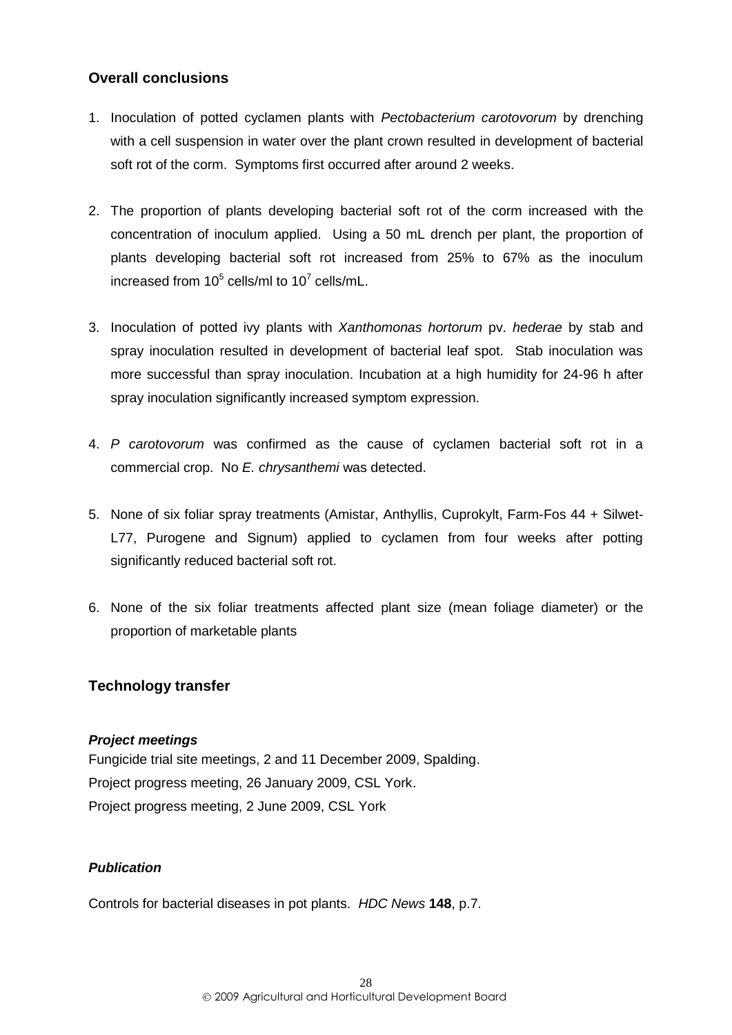## Overall conclusions

1. Inoculation of potted cyclamen plants with *Pectobacterium carotovorum* by drenching with a cell suspension in water over the plant crown resulted in development of bacterial soft rot of the corm. Symptoms first occurred after around 2 weeks.

2. The proportion of plants developing bacterial soft rot of the corm increased with the concentration of inoculum applied. Using a 50 mL drench per plant, the proportion of plants developing bacterial soft rot increased from 25% to 67% as the inoculum increased from $10^5$ cells/ml to $10^7$ cells/mL.

3. Inoculation of potted ivy plants with *Xanthomonas hortorum* pv. *hederae* by stab and spray inoculation resulted in development of bacterial leaf spot. Stab inoculation was more successful than spray inoculation. Incubation at a high humidity for 24-96 h after spray inoculation significantly increased symptom expression.

4. *P carotovorum* was confirmed as the cause of cyclamen bacterial soft rot in a commercial crop. No *E. chrysanthemi* was detected.

5. None of six foliar spray treatments (Amistar, Anthyllis, Cuprokylt, Farm-Fos 44 + Silwet-L77, Purogene and Signum) applied to cyclamen from four weeks after potting significantly reduced bacterial soft rot.

6. None of the six foliar treatments affected plant size (mean foliage diameter) or the proportion of marketable plants

## Technology transfer

### *Project meetings*

Fungicide trial site meetings, 2 and 11 December 2009, Spalding.
Project progress meeting, 26 January 2009, CSL York.
Project progress meeting, 2 June 2009, CSL York

### *Publication*

Controls for bacterial diseases in pot plants. *HDC News* **148**, p.7.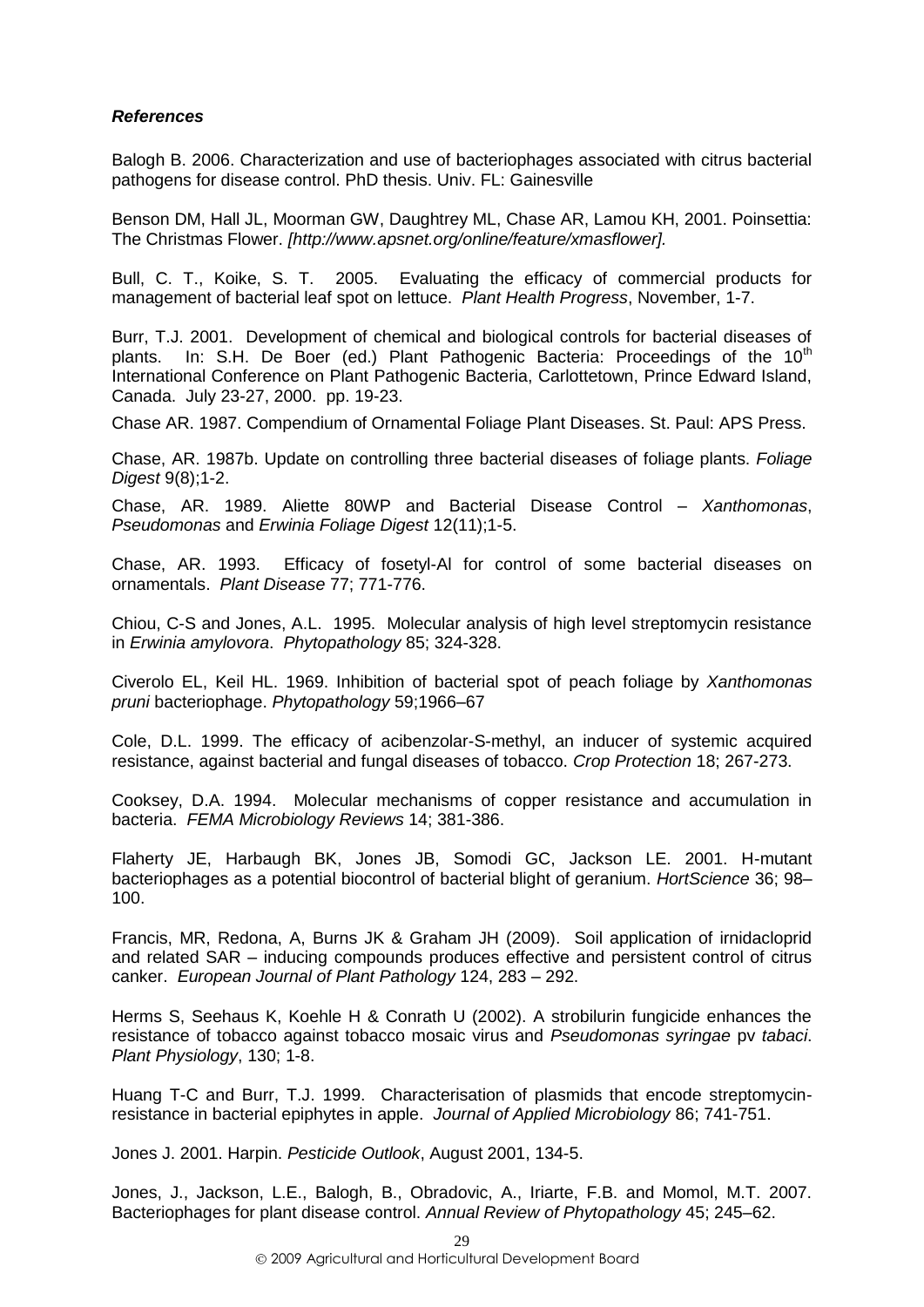***References***

Balogh B. 2006. Characterization and use of bacteriophages associated with citrus bacterial pathogens for disease control. PhD thesis. Univ. FL: Gainesville

Benson DM, Hall JL, Moorman GW, Daughtrey ML, Chase AR, Lamou KH, 2001. Poinsettia: The Christmas Flower. *[http://www.apsnet.org/online/feature/xmasflower].*

Bull, C. T., Koike, S. T. 2005. Evaluating the efficacy of commercial products for management of bacterial leaf spot on lettuce. *Plant Health Progress*, November, 1-7.

Burr, T.J. 2001. Development of chemical and biological controls for bacterial diseases of plants. In: S.H. De Boer (ed.) Plant Pathogenic Bacteria: Proceedings of the 10th International Conference on Plant Pathogenic Bacteria, Carlottetown, Prince Edward Island, Canada. July 23-27, 2000. pp. 19-23.

Chase AR. 1987. Compendium of Ornamental Foliage Plant Diseases. St. Paul: APS Press.

Chase, AR. 1987b. Update on controlling three bacterial diseases of foliage plants. *Foliage Digest* 9(8);1-2.

Chase, AR. 1989. Aliette 80WP and Bacterial Disease Control – *Xanthomonas*, *Pseudomonas* and *Erwinia Foliage Digest* 12(11);1-5.

Chase, AR. 1993. Efficacy of fosetyl-Al for control of some bacterial diseases on ornamentals. *Plant Disease* 77; 771-776.

Chiou, C-S and Jones, A.L. 1995. Molecular analysis of high level streptomycin resistance in *Erwinia amylovora*. *Phytopathology* 85; 324-328.

Civerolo EL, Keil HL. 1969. Inhibition of bacterial spot of peach foliage by *Xanthomonas pruni* bacteriophage. *Phytopathology* 59;1966–67

Cole, D.L. 1999. The efficacy of acibenzolar-S-methyl, an inducer of systemic acquired resistance, against bacterial and fungal diseases of tobacco. *Crop Protection* 18; 267-273.

Cooksey, D.A. 1994. Molecular mechanisms of copper resistance and accumulation in bacteria. *FEMA Microbiology Reviews* 14; 381-386.

Flaherty JE, Harbaugh BK, Jones JB, Somodi GC, Jackson LE. 2001. H-mutant bacteriophages as a potential biocontrol of bacterial blight of geranium. *HortScience* 36; 98–100.

Francis, MR, Redona, A, Burns JK & Graham JH (2009). Soil application of irnidacloprid and related SAR – inducing compounds produces effective and persistent control of citrus canker. *European Journal of Plant Pathology* 124, 283 – 292.

Herms S, Seehaus K, Koehle H & Conrath U (2002). A strobilurin fungicide enhances the resistance of tobacco against tobacco mosaic virus and *Pseudomonas syringae* pv *tabaci*. *Plant Physiology*, 130; 1-8.

Huang T-C and Burr, T.J. 1999. Characterisation of plasmids that encode streptomycin-resistance in bacterial epiphytes in apple. *Journal of Applied Microbiology* 86; 741-751.

Jones J. 2001. Harpin. *Pesticide Outlook*, August 2001, 134-5.

Jones, J., Jackson, L.E., Balogh, B., Obradovic, A., Iriarte, F.B. and Momol, M.T. 2007. Bacteriophages for plant disease control. *Annual Review of Phytopathology* 45; 245–62.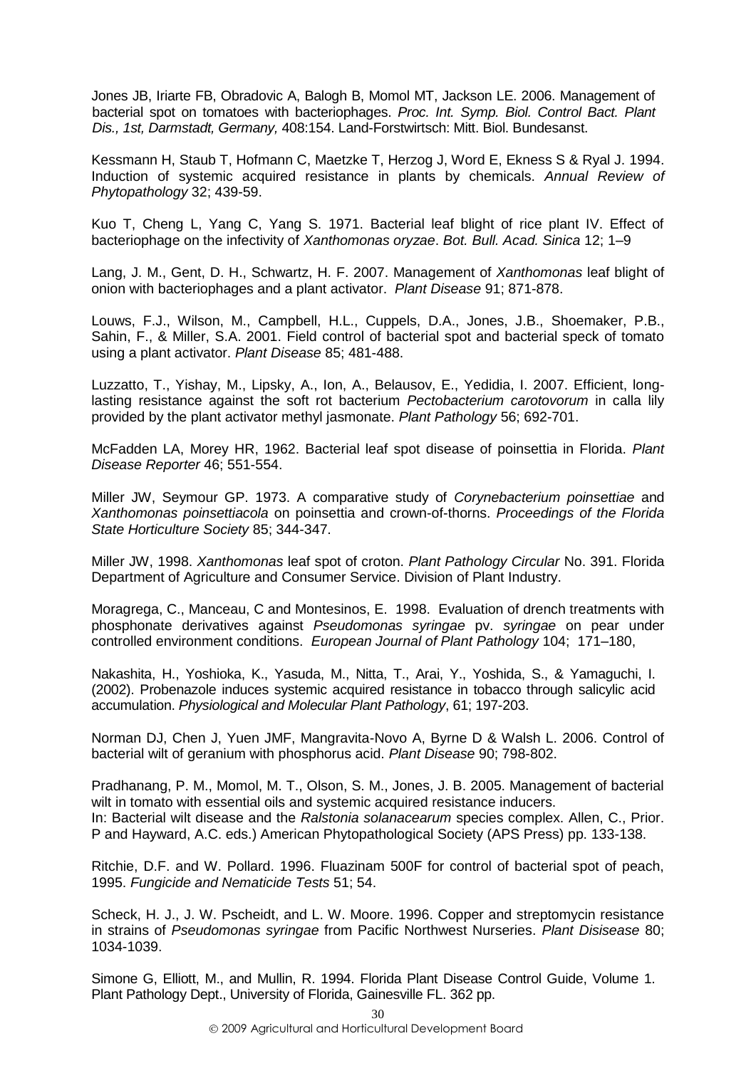Jones JB, Iriarte FB, Obradovic A, Balogh B, Momol MT, Jackson LE. 2006. Management of bacterial spot on tomatoes with bacteriophages. *Proc. Int. Symp. Biol. Control Bact. Plant Dis., 1st, Darmstadt, Germany,* 408:154. Land-Forstwirtsch: Mitt. Biol. Bundesanst.

Kessmann H, Staub T, Hofmann C, Maetzke T, Herzog J, Word E, Ekness S & Ryal J. 1994. Induction of systemic acquired resistance in plants by chemicals. *Annual Review of Phytopathology* 32; 439-59.

Kuo T, Cheng L, Yang C, Yang S. 1971. Bacterial leaf blight of rice plant IV. Effect of bacteriophage on the infectivity of *Xanthomonas oryzae*. *Bot. Bull. Acad. Sinica* 12; 1–9

Lang, J. M., Gent, D. H., Schwartz, H. F. 2007. Management of *Xanthomonas* leaf blight of onion with bacteriophages and a plant activator. *Plant Disease* 91; 871-878.

Louws, F.J., Wilson, M., Campbell, H.L., Cuppels, D.A., Jones, J.B., Shoemaker, P.B., Sahin, F., & Miller, S.A. 2001. Field control of bacterial spot and bacterial speck of tomato using a plant activator. *Plant Disease* 85; 481-488.

Luzzatto, T., Yishay, M., Lipsky, A., Ion, A., Belausov, E., Yedidia, I. 2007. Efficient, long-lasting resistance against the soft rot bacterium *Pectobacterium carotovorum* in calla lily provided by the plant activator methyl jasmonate. *Plant Pathology* 56; 692-701.

McFadden LA, Morey HR, 1962. Bacterial leaf spot disease of poinsettia in Florida. *Plant Disease Reporter* 46; 551-554.

Miller JW, Seymour GP. 1973. A comparative study of *Corynebacterium poinsettiae* and *Xanthomonas poinsettiacola* on poinsettia and crown-of-thorns. *Proceedings of the Florida State Horticulture Society* 85; 344-347.

Miller JW, 1998. *Xanthomonas* leaf spot of croton. *Plant Pathology Circular* No. 391. Florida Department of Agriculture and Consumer Service. Division of Plant Industry.

Moragrega, C., Manceau, C and Montesinos, E. 1998. Evaluation of drench treatments with phosphonate derivatives against *Pseudomonas syringae* pv. *syringae* on pear under controlled environment conditions. *European Journal of Plant Pathology* 104; 171–180,

Nakashita, H., Yoshioka, K., Yasuda, M., Nitta, T., Arai, Y., Yoshida, S., & Yamaguchi, I. (2002). Probenazole induces systemic acquired resistance in tobacco through salicylic acid accumulation. *Physiological and Molecular Plant Pathology*, 61; 197-203.

Norman DJ, Chen J, Yuen JMF, Mangravita-Novo A, Byrne D & Walsh L. 2006. Control of bacterial wilt of geranium with phosphorus acid. *Plant Disease* 90; 798-802.

Pradhanang, P. M., Momol, M. T., Olson, S. M., Jones, J. B. 2005. Management of bacterial wilt in tomato with essential oils and systemic acquired resistance inducers.
In: Bacterial wilt disease and the *Ralstonia solanacearum* species complex. Allen, C., Prior. P and Hayward, A.C. eds.) American Phytopathological Society (APS Press) pp. 133-138.

Ritchie, D.F. and W. Pollard. 1996. Fluazinam 500F for control of bacterial spot of peach, 1995. *Fungicide and Nematicide Tests* 51; 54.

Scheck, H. J., J. W. Pscheidt, and L. W. Moore. 1996. Copper and streptomycin resistance in strains of *Pseudomonas syringae* from Pacific Northwest Nurseries. *Plant Disisease* 80; 1034-1039.

Simone G, Elliott, M., and Mullin, R. 1994. Florida Plant Disease Control Guide, Volume 1. Plant Pathology Dept., University of Florida, Gainesville FL. 362 pp.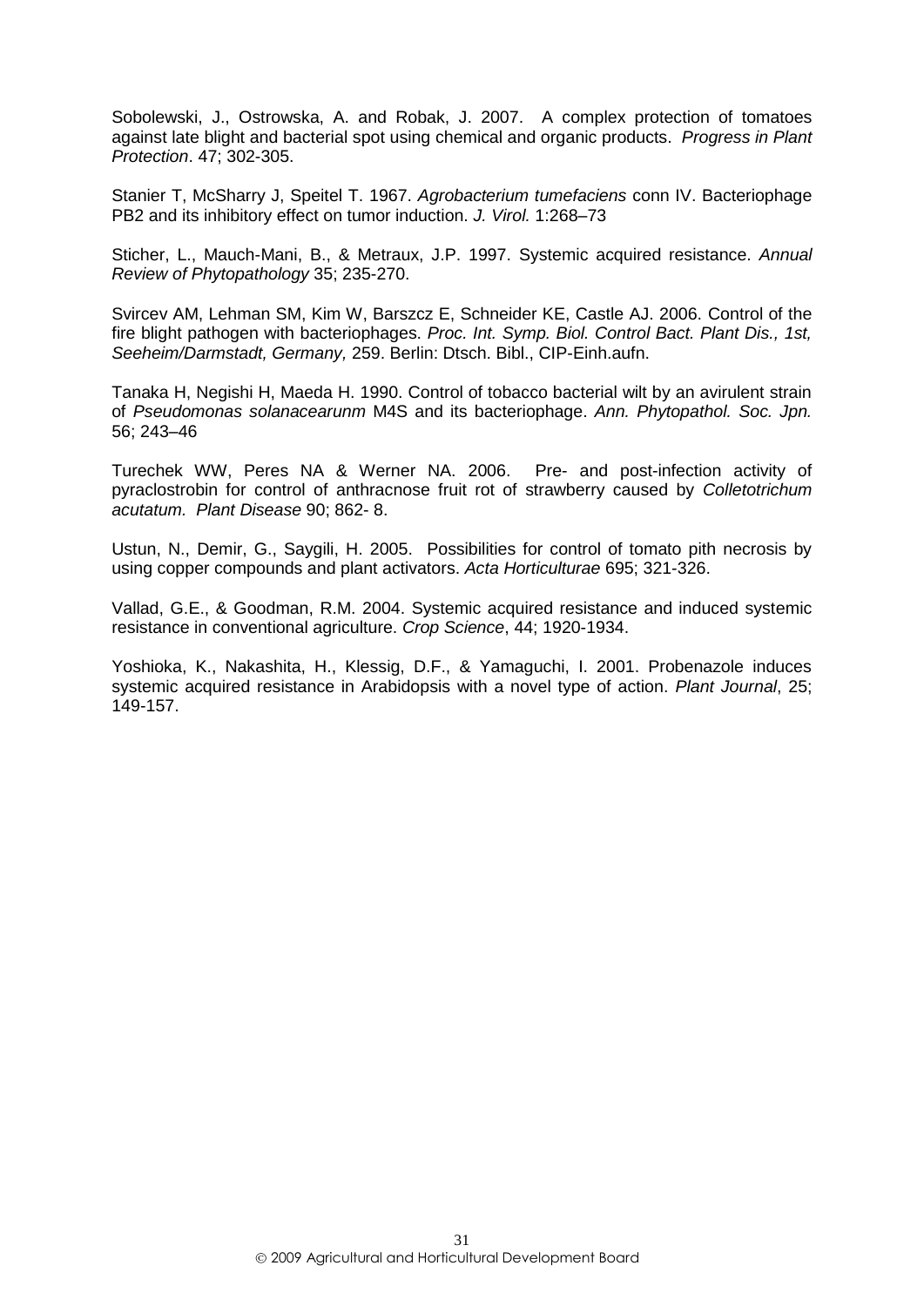Sobolewski, J., Ostrowska, A. and Robak, J. 2007. A complex protection of tomatoes against late blight and bacterial spot using chemical and organic products. *Progress in Plant Protection*. 47; 302-305.

Stanier T, McSharry J, Speitel T. 1967. *Agrobacterium tumefaciens* conn IV. Bacteriophage PB2 and its inhibitory effect on tumor induction. *J. Virol.* 1:268–73

Sticher, L., Mauch-Mani, B., & Metraux, J.P. 1997. Systemic acquired resistance. *Annual Review of Phytopathology* 35; 235-270.

Svircev AM, Lehman SM, Kim W, Barszcz E, Schneider KE, Castle AJ. 2006. Control of the fire blight pathogen with bacteriophages. *Proc. Int. Symp. Biol. Control Bact. Plant Dis., 1st, Seeheim/Darmstadt, Germany,* 259. Berlin: Dtsch. Bibl., CIP-Einh.aufn.

Tanaka H, Negishi H, Maeda H. 1990. Control of tobacco bacterial wilt by an avirulent strain of *Pseudomonas solanacearunm* M4S and its bacteriophage. *Ann. Phytopathol. Soc. Jpn.* 56; 243–46

Turechek WW, Peres NA & Werner NA. 2006. Pre- and post-infection activity of pyraclostrobin for control of anthracnose fruit rot of strawberry caused by *Colletotrichum acutatum. Plant Disease* 90; 862- 8.

Ustun, N., Demir, G., Saygili, H. 2005. Possibilities for control of tomato pith necrosis by using copper compounds and plant activators. *Acta Horticulturae* 695; 321-326.

Vallad, G.E., & Goodman, R.M. 2004. Systemic acquired resistance and induced systemic resistance in conventional agriculture. *Crop Science*, 44; 1920-1934.

Yoshioka, K., Nakashita, H., Klessig, D.F., & Yamaguchi, I. 2001. Probenazole induces systemic acquired resistance in Arabidopsis with a novel type of action. *Plant Journal*, 25; 149-157.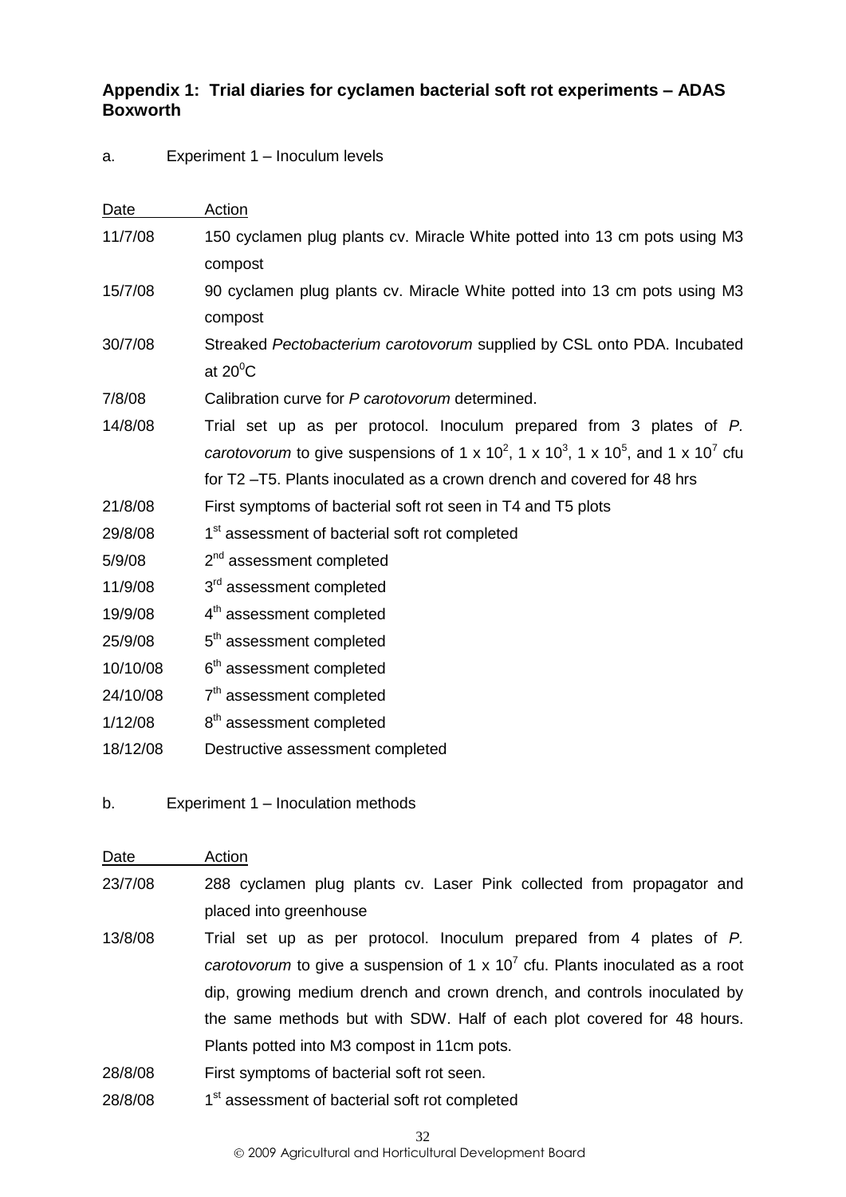## Appendix 1: Trial diaries for cyclamen bacterial soft rot experiments – ADAS Boxworth

a. Experiment 1 – Inoculum levels

| Date | Action |
|---|---|
| 11/7/08 | 150 cyclamen plug plants cv. Miracle White potted into 13 cm pots using M3 compost |
| 15/7/08 | 90 cyclamen plug plants cv. Miracle White potted into 13 cm pots using M3 compost |
| 30/7/08 | Streaked *Pectobacterium carotovorum* supplied by CSL onto PDA. Incubated at $20^0$C |
| 7/8/08 | Calibration curve for *P carotovorum* determined. |
| 14/8/08 | Trial set up as per protocol. Inoculum prepared from 3 plates of *P. carotovorum* to give suspensions of $1 \times 10^2$, $1 \times 10^3$, $1 \times 10^5$, and $1 \times 10^7$ cfu for T2 –T5. Plants inoculated as a crown drench and covered for 48 hrs |
| 21/8/08 | First symptoms of bacterial soft rot seen in T4 and T5 plots |
| 29/8/08 | 1st assessment of bacterial soft rot completed |
| 5/9/08 | 2nd assessment completed |
| 11/9/08 | 3rd assessment completed |
| 19/9/08 | 4th assessment completed |
| 25/9/08 | 5th assessment completed |
| 10/10/08 | 6th assessment completed |
| 24/10/08 | 7th assessment completed |
| 1/12/08 | 8th assessment completed |
| 18/12/08 | Destructive assessment completed |

b. Experiment 1 – Inoculation methods

| Date | Action |
|---|---|
| 23/7/08 | 288 cyclamen plug plants cv. Laser Pink collected from propagator and placed into greenhouse |
| 13/8/08 | Trial set up as per protocol. Inoculum prepared from 4 plates of *P. carotovorum* to give a suspension of $1 \times 10^7$ cfu. Plants inoculated as a root dip, growing medium drench and crown drench, and controls inoculated by the same methods but with SDW. Half of each plot covered for 48 hours. Plants potted into M3 compost in 11cm pots. |
| 28/8/08 | First symptoms of bacterial soft rot seen. |
| 28/8/08 | 1st assessment of bacterial soft rot completed |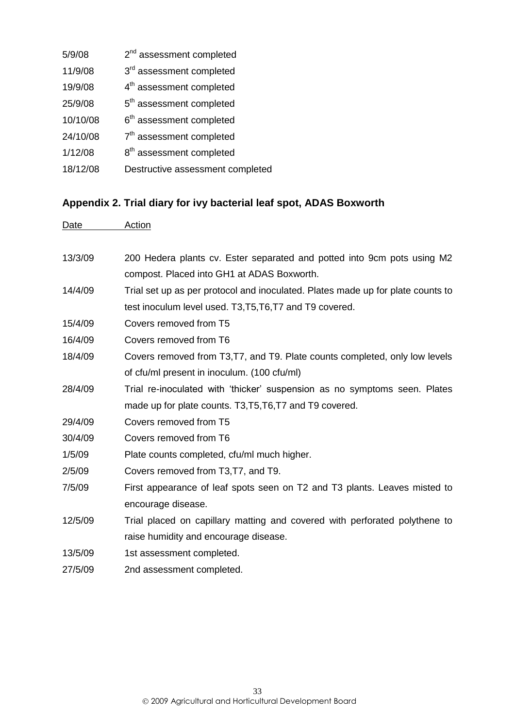| | |
|---|---|
| 5/9/08 | 2nd assessment completed |
| 11/9/08 | 3rd assessment completed |
| 19/9/08 | 4th assessment completed |
| 25/9/08 | 5th assessment completed |
| 10/10/08 | 6th assessment completed |
| 24/10/08 | 7th assessment completed |
| 1/12/08 | 8th assessment completed |
| 18/12/08 | Destructive assessment completed |

## Appendix 2. Trial diary for ivy bacterial leaf spot, ADAS Boxworth

| Date | Action |
|---|---|
| 13/3/09 | 200 Hedera plants cv. Ester separated and potted into 9cm pots using M2 compost. Placed into GH1 at ADAS Boxworth. |
| 14/4/09 | Trial set up as per protocol and inoculated. Plates made up for plate counts to test inoculum level used. T3,T5,T6,T7 and T9 covered. |
| 15/4/09 | Covers removed from T5 |
| 16/4/09 | Covers removed from T6 |
| 18/4/09 | Covers removed from T3,T7, and T9. Plate counts completed, only low levels of cfu/ml present in inoculum. (100 cfu/ml) |
| 28/4/09 | Trial re-inoculated with 'thicker' suspension as no symptoms seen. Plates made up for plate counts. T3,T5,T6,T7 and T9 covered. |
| 29/4/09 | Covers removed from T5 |
| 30/4/09 | Covers removed from T6 |
| 1/5/09 | Plate counts completed, cfu/ml much higher. |
| 2/5/09 | Covers removed from T3,T7, and T9. |
| 7/5/09 | First appearance of leaf spots seen on T2 and T3 plants. Leaves misted to encourage disease. |
| 12/5/09 | Trial placed on capillary matting and covered with perforated polythene to raise humidity and encourage disease. |
| 13/5/09 | 1st assessment completed. |
| 27/5/09 | 2nd assessment completed. |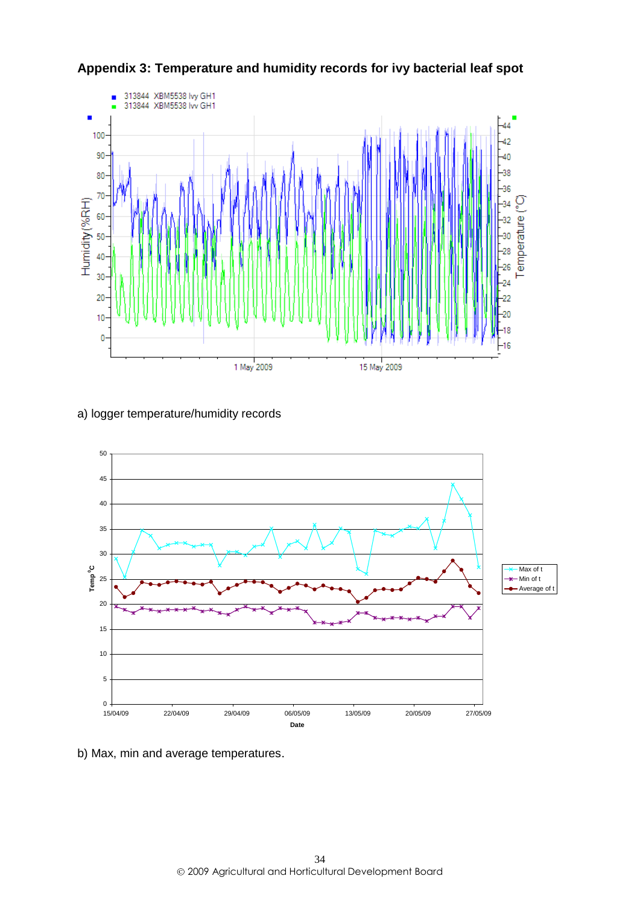## Appendix 3: Temperature and humidity records for ivy bacterial leaf spot

a) logger temperature/humidity records

b) Max, min and average temperatures.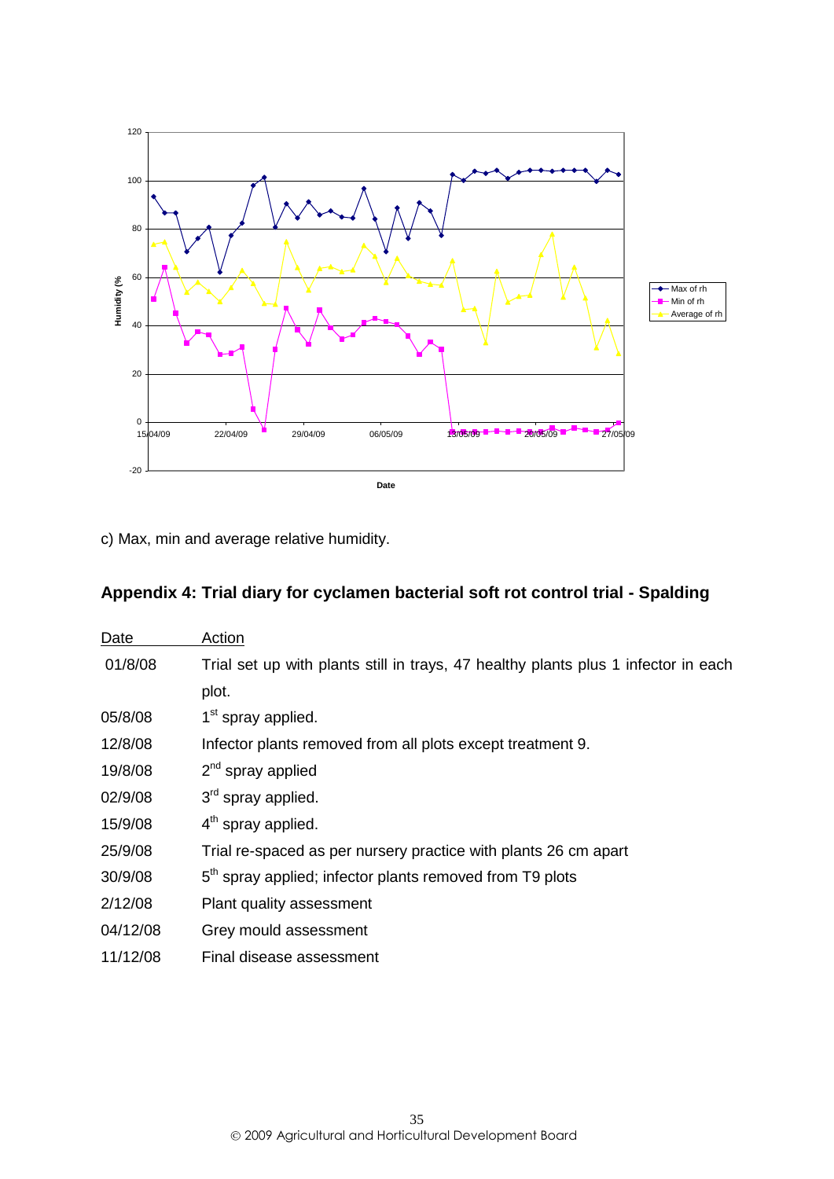c) Max, min and average relative humidity.

## Appendix 4: Trial diary for cyclamen bacterial soft rot control trial - Spalding

| Date | Action |
|---|---|
| 01/8/08 | Trial set up with plants still in trays, 47 healthy plants plus 1 infector in each plot. |
| 05/8/08 | 1st spray applied. |
| 12/8/08 | Infector plants removed from all plots except treatment 9. |
| 19/8/08 | 2nd spray applied |
| 02/9/08 | 3rd spray applied. |
| 15/9/08 | 4th spray applied. |
| 25/9/08 | Trial re-spaced as per nursery practice with plants 26 cm apart |
| 30/9/08 | 5th spray applied; infector plants removed from T9 plots |
| 2/12/08 | Plant quality assessment |
| 04/12/08 | Grey mould assessment |
| 11/12/08 | Final disease assessment |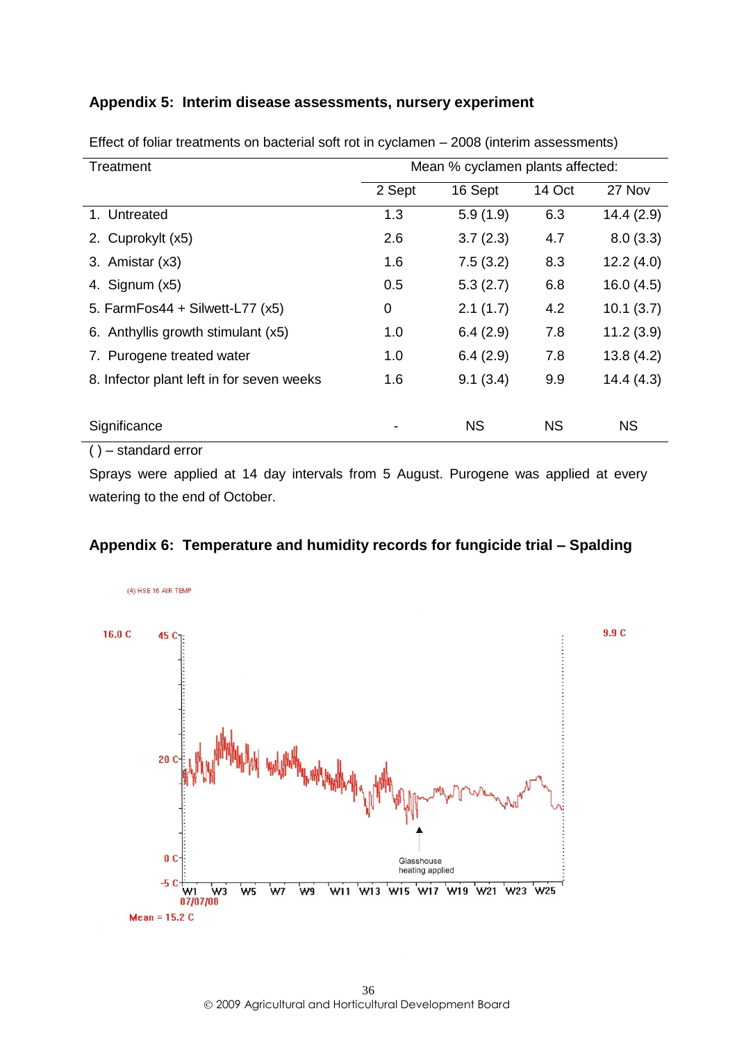## Appendix 5: Interim disease assessments, nursery experiment

Effect of foliar treatments on bacterial soft rot in cyclamen – 2008 (interim assessments)

| Treatment | Mean % cyclamen plants affected: | | | |
|---|---|---|---|---|
| | 2 Sept | 16 Sept | 14 Oct | 27 Nov |
| 1. Untreated | 1.3 | 5.9 (1.9) | 6.3 | 14.4 (2.9) |
| 2. Cuprokylt (x5) | 2.6 | 3.7 (2.3) | 4.7 | 8.0 (3.3) |
| 3. Amistar (x3) | 1.6 | 7.5 (3.2) | 8.3 | 12.2 (4.0) |
| 4. Signum (x5) | 0.5 | 5.3 (2.7) | 6.8 | 16.0 (4.5) |
| 5. FarmFos44 + Silwett-L77 (x5) | 0 | 2.1 (1.7) | 4.2 | 10.1 (3.7) |
| 6. Anthyllis growth stimulant (x5) | 1.0 | 6.4 (2.9) | 7.8 | 11.2 (3.9) |
| 7. Purogene treated water | 1.0 | 6.4 (2.9) | 7.8 | 13.8 (4.2) |
| 8. Infector plant left in for seven weeks | 1.6 | 9.1 (3.4) | 9.9 | 14.4 (4.3) |
| Significance | - | NS | NS | NS |

( ) – standard error

Sprays were applied at 14 day intervals from 5 August. Purogene was applied at every watering to the end of October.

## Appendix 6: Temperature and humidity records for fungicide trial – Spalding

(4) HSE 16 AIR TEMP

16.0 C 45 C 9.9 C

20 C

0 C

-5 C

Glasshouse heating applied

W1 W3 W5 W7 W9 W11 W13 W15 W17 W19 W21 W23 W25

07/07/08

Mean = 15.2 C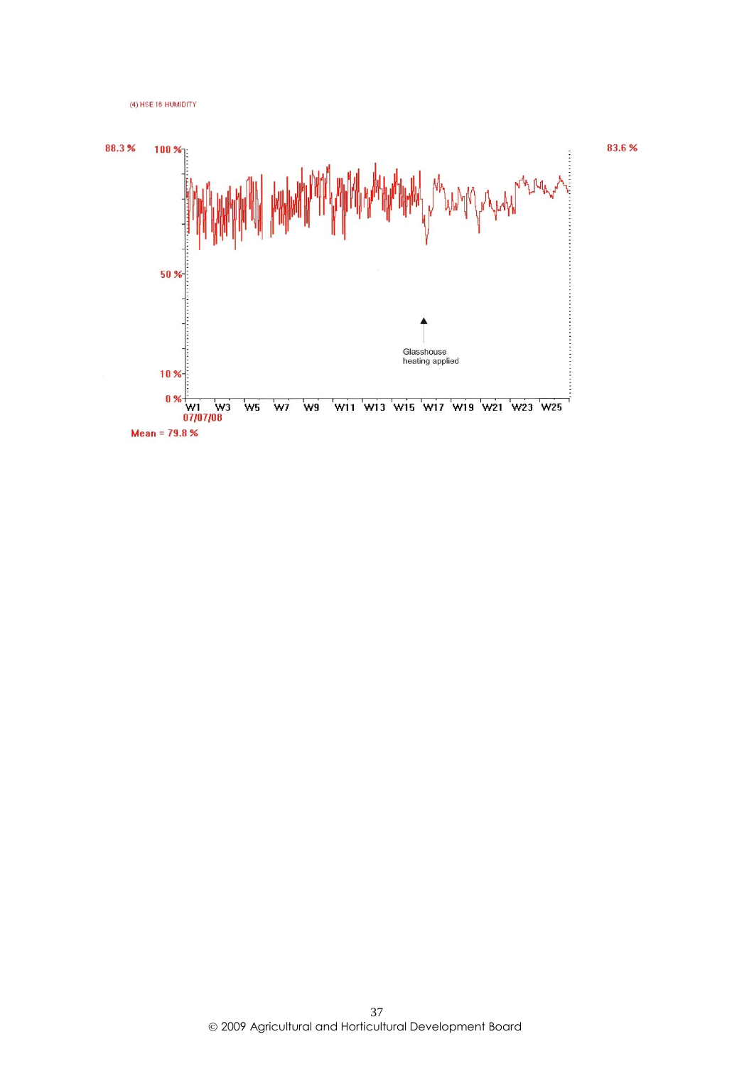(4) HSE 16 HUMIDITY

88.3 %

100 %

83.6 %

50 %

10 %

0 %

Glasshouse heating applied

W1 W3 W5 W7 W9 W11 W13 W15 W17 W19 W21 W23 W25

07/07/08

Mean = 79.8 %

© 2009 Agricultural and Horticultural Development Board